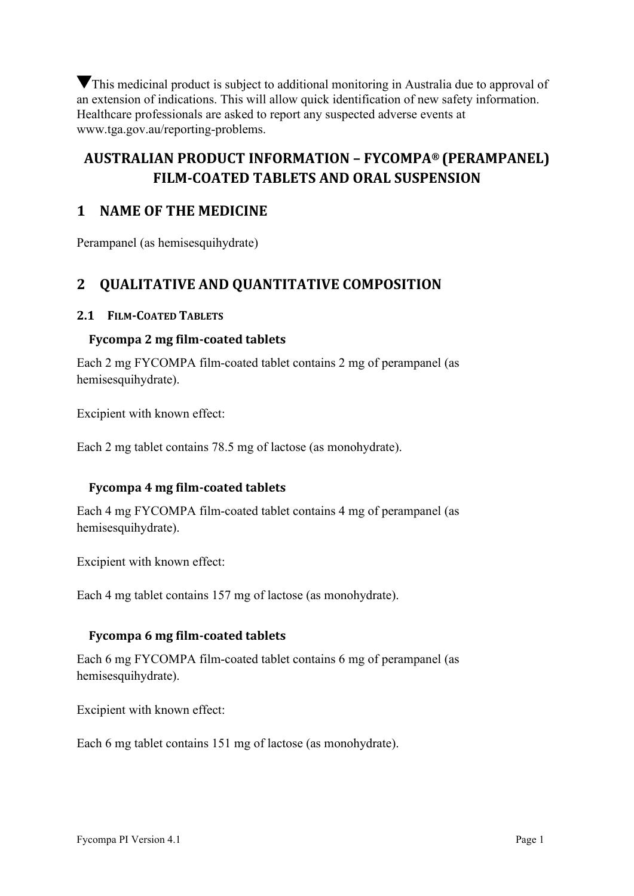▼This medicinal product is subject to additional monitoring in Australia due to approval of an extension of indications. This will allow quick identification of new safety information. Healthcare professionals are asked to report any suspected adverse events at www.tga.gov.au/reporting-problems.

# AUSTRALIAN PRODUCT INFORMATION – FYCOMPA® (PERAMPANEL) FILM-COATED TABLETS AND ORAL SUSPENSION

## 1 NAME OF THE MEDICINE

Perampanel (as hemisesquihydrate)

## 2 QUALITATIVE AND QUANTITATIVE COMPOSITION

### 2.1 FILM-COATED TABLETS

#### Fycompa 2 mg film-coated tablets

Each 2 mg FYCOMPA film-coated tablet contains 2 mg of perampanel (as hemisesquihydrate).

Excipient with known effect:

Each 2 mg tablet contains 78.5 mg of lactose (as monohydrate).

#### Fycompa 4 mg film-coated tablets

Each 4 mg FYCOMPA film-coated tablet contains 4 mg of perampanel (as hemisesquihydrate).

Excipient with known effect:

Each 4 mg tablet contains 157 mg of lactose (as monohydrate).

#### Fycompa 6 mg film-coated tablets

Each 6 mg FYCOMPA film-coated tablet contains 6 mg of perampanel (as hemisesquihydrate).

Excipient with known effect:

Each 6 mg tablet contains 151 mg of lactose (as monohydrate).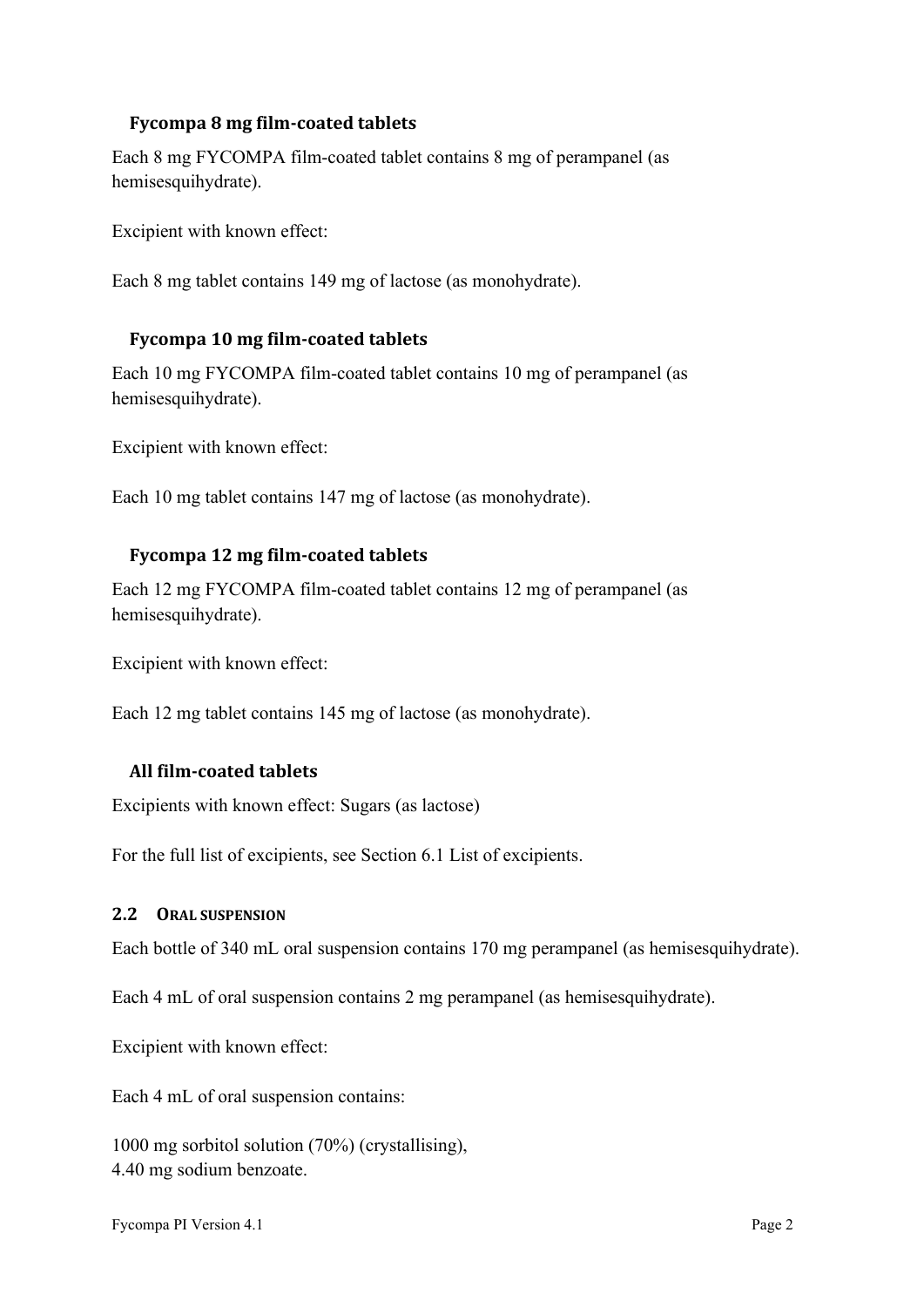### Fycompa 8 mg film-coated tablets

Each 8 mg FYCOMPA film-coated tablet contains 8 mg of perampanel (as hemisesquihydrate).

Excipient with known effect:

Each 8 mg tablet contains 149 mg of lactose (as monohydrate).

### Fycompa 10 mg film-coated tablets

Each 10 mg FYCOMPA film-coated tablet contains 10 mg of perampanel (as hemisesquihydrate).

Excipient with known effect:

Each 10 mg tablet contains 147 mg of lactose (as monohydrate).

### Fycompa 12 mg film-coated tablets

Each 12 mg FYCOMPA film-coated tablet contains 12 mg of perampanel (as hemisesquihydrate).

Excipient with known effect:

Each 12 mg tablet contains 145 mg of lactose (as monohydrate).

### All film-coated tablets

Excipients with known effect: Sugars (as lactose)

For the full list of excipients, see Section 6.1 List of excipients.

## 2.2 Oral suspension

Each bottle of 340 mL oral suspension contains 170 mg perampanel (as hemisesquihydrate).

Each 4 mL of oral suspension contains 2 mg perampanel (as hemisesquihydrate).

Excipient with known effect:

Each 4 mL of oral suspension contains:

1000 mg sorbitol solution (70%) (crystallising),
4.40 mg sodium benzoate.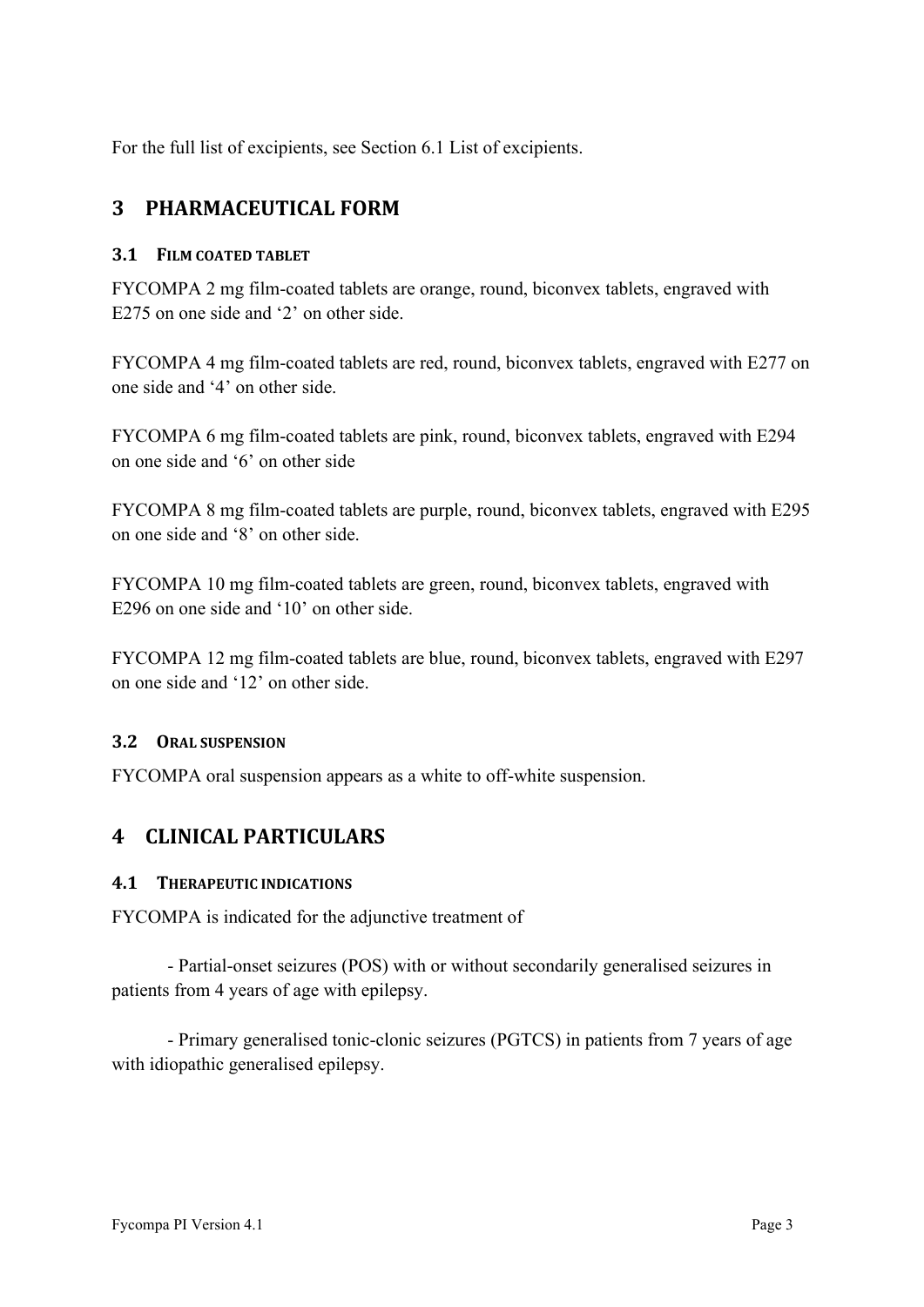For the full list of excipients, see Section 6.1 List of excipients.

## 3 PHARMACEUTICAL FORM

### 3.1 FILM COATED TABLET

FYCOMPA 2 mg film-coated tablets are orange, round, biconvex tablets, engraved with E275 on one side and '2' on other side.

FYCOMPA 4 mg film-coated tablets are red, round, biconvex tablets, engraved with E277 on one side and '4' on other side.

FYCOMPA 6 mg film-coated tablets are pink, round, biconvex tablets, engraved with E294 on one side and '6' on other side

FYCOMPA 8 mg film-coated tablets are purple, round, biconvex tablets, engraved with E295 on one side and '8' on other side.

FYCOMPA 10 mg film-coated tablets are green, round, biconvex tablets, engraved with E296 on one side and '10' on other side.

FYCOMPA 12 mg film-coated tablets are blue, round, biconvex tablets, engraved with E297 on one side and '12' on other side.

### 3.2 ORAL SUSPENSION

FYCOMPA oral suspension appears as a white to off-white suspension.

## 4 CLINICAL PARTICULARS

### 4.1 THERAPEUTIC INDICATIONS

FYCOMPA is indicated for the adjunctive treatment of

- Partial-onset seizures (POS) with or without secondarily generalised seizures in patients from 4 years of age with epilepsy.

- Primary generalised tonic-clonic seizures (PGTCS) in patients from 7 years of age with idiopathic generalised epilepsy.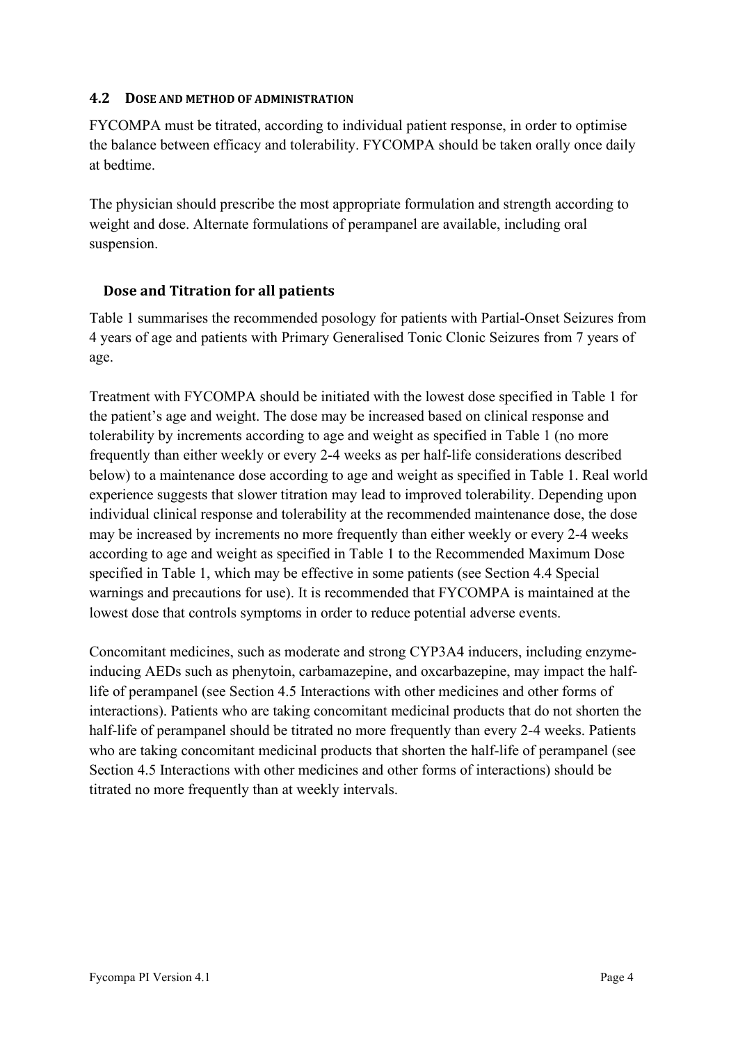## 4.2 DOSE AND METHOD OF ADMINISTRATION

FYCOMPA must be titrated, according to individual patient response, in order to optimise the balance between efficacy and tolerability. FYCOMPA should be taken orally once daily at bedtime.

The physician should prescribe the most appropriate formulation and strength according to weight and dose. Alternate formulations of perampanel are available, including oral suspension.

### Dose and Titration for all patients

Table 1 summarises the recommended posology for patients with Partial-Onset Seizures from 4 years of age and patients with Primary Generalised Tonic Clonic Seizures from 7 years of age.

Treatment with FYCOMPA should be initiated with the lowest dose specified in Table 1 for the patient's age and weight. The dose may be increased based on clinical response and tolerability by increments according to age and weight as specified in Table 1 (no more frequently than either weekly or every 2-4 weeks as per half-life considerations described below) to a maintenance dose according to age and weight as specified in Table 1. Real world experience suggests that slower titration may lead to improved tolerability. Depending upon individual clinical response and tolerability at the recommended maintenance dose, the dose may be increased by increments no more frequently than either weekly or every 2-4 weeks according to age and weight as specified in Table 1 to the Recommended Maximum Dose specified in Table 1, which may be effective in some patients (see Section 4.4 Special warnings and precautions for use). It is recommended that FYCOMPA is maintained at the lowest dose that controls symptoms in order to reduce potential adverse events.

Concomitant medicines, such as moderate and strong CYP3A4 inducers, including enzyme-inducing AEDs such as phenytoin, carbamazepine, and oxcarbazepine, may impact the half-life of perampanel (see Section 4.5 Interactions with other medicines and other forms of interactions). Patients who are taking concomitant medicinal products that do not shorten the half-life of perampanel should be titrated no more frequently than every 2-4 weeks. Patients who are taking concomitant medicinal products that shorten the half-life of perampanel (see Section 4.5 Interactions with other medicines and other forms of interactions) should be titrated no more frequently than at weekly intervals.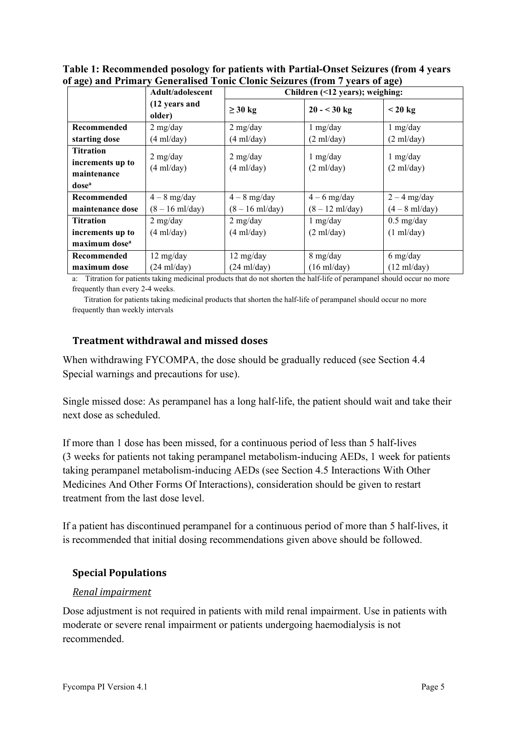**Table 1: Recommended posology for patients with Partial-Onset Seizures (from 4 years of age) and Primary Generalised Tonic Clonic Seizures (from 7 years of age)**

| | Adult/adolescent (12 years and older) | Children (<12 years); weighing: | | |
|---|---|---|---|---|
| | | ≥ 30 kg | 20 - < 30 kg | < 20 kg |
| **Recommended starting dose** | 2 mg/day (4 ml/day) | 2 mg/day (4 ml/day) | 1 mg/day (2 ml/day) | 1 mg/day (2 ml/day) |
| **Titration increments up to maintenance dose**[a] | 2 mg/day (4 ml/day) | 2 mg/day (4 ml/day) | 1 mg/day (2 ml/day) | 1 mg/day (2 ml/day) |
| **Recommended maintenance dose** | 4 – 8 mg/day (8 – 16 ml/day) | 4 – 8 mg/day (8 – 16 ml/day) | 4 – 6 mg/day (8 – 12 ml/day) | 2 – 4 mg/day (4 – 8 ml/day) |
| **Titration increments up to maximum dose**[a] | 2 mg/day (4 ml/day) | 2 mg/day (4 ml/day) | 1 mg/day (2 ml/day) | 0.5 mg/day (1 ml/day) |
| **Recommended maximum dose** | 12 mg/day (24 ml/day) | 12 mg/day (24 ml/day) | 8 mg/day (16 ml/day) | 6 mg/day (12 ml/day) |

a: Titration for patients taking medicinal products that do not shorten the half-life of perampanel should occur no more frequently than every 2-4 weeks.

Titration for patients taking medicinal products that shorten the half-life of perampanel should occur no more frequently than weekly intervals

## Treatment withdrawal and missed doses

When withdrawing FYCOMPA, the dose should be gradually reduced (see Section 4.4 Special warnings and precautions for use).

Single missed dose: As perampanel has a long half-life, the patient should wait and take their next dose as scheduled.

If more than 1 dose has been missed, for a continuous period of less than 5 half-lives (3 weeks for patients not taking perampanel metabolism-inducing AEDs, 1 week for patients taking perampanel metabolism-inducing AEDs (see Section 4.5 Interactions With Other Medicines And Other Forms Of Interactions), consideration should be given to restart treatment from the last dose level.

If a patient has discontinued perampanel for a continuous period of more than 5 half-lives, it is recommended that initial dosing recommendations given above should be followed.

## Special Populations

### *Renal impairment*

Dose adjustment is not required in patients with mild renal impairment. Use in patients with moderate or severe renal impairment or patients undergoing haemodialysis is not recommended.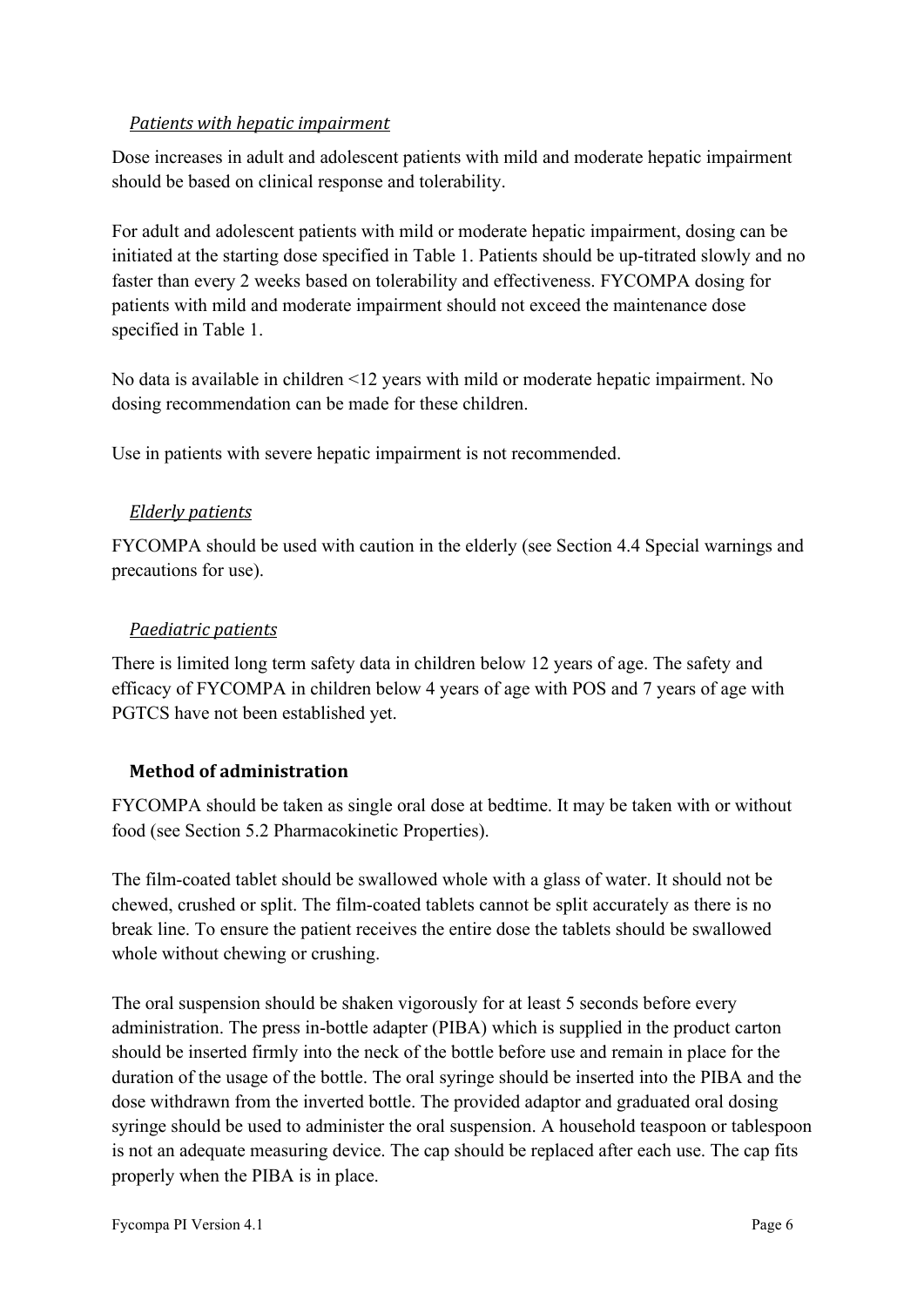*Patients with hepatic impairment*

Dose increases in adult and adolescent patients with mild and moderate hepatic impairment should be based on clinical response and tolerability.

For adult and adolescent patients with mild or moderate hepatic impairment, dosing can be initiated at the starting dose specified in Table 1. Patients should be up-titrated slowly and no faster than every 2 weeks based on tolerability and effectiveness. FYCOMPA dosing for patients with mild and moderate impairment should not exceed the maintenance dose specified in Table 1.

No data is available in children <12 years with mild or moderate hepatic impairment. No dosing recommendation can be made for these children.

Use in patients with severe hepatic impairment is not recommended.

*Elderly patients*

FYCOMPA should be used with caution in the elderly (see Section 4.4 Special warnings and precautions for use).

*Paediatric patients*

There is limited long term safety data in children below 12 years of age. The safety and efficacy of FYCOMPA in children below 4 years of age with POS and 7 years of age with PGTCS have not been established yet.

**Method of administration**

FYCOMPA should be taken as single oral dose at bedtime. It may be taken with or without food (see Section 5.2 Pharmacokinetic Properties).

The film-coated tablet should be swallowed whole with a glass of water. It should not be chewed, crushed or split. The film-coated tablets cannot be split accurately as there is no break line. To ensure the patient receives the entire dose the tablets should be swallowed whole without chewing or crushing.

The oral suspension should be shaken vigorously for at least 5 seconds before every administration. The press in-bottle adapter (PIBA) which is supplied in the product carton should be inserted firmly into the neck of the bottle before use and remain in place for the duration of the usage of the bottle. The oral syringe should be inserted into the PIBA and the dose withdrawn from the inverted bottle. The provided adaptor and graduated oral dosing syringe should be used to administer the oral suspension. A household teaspoon or tablespoon is not an adequate measuring device. The cap should be replaced after each use. The cap fits properly when the PIBA is in place.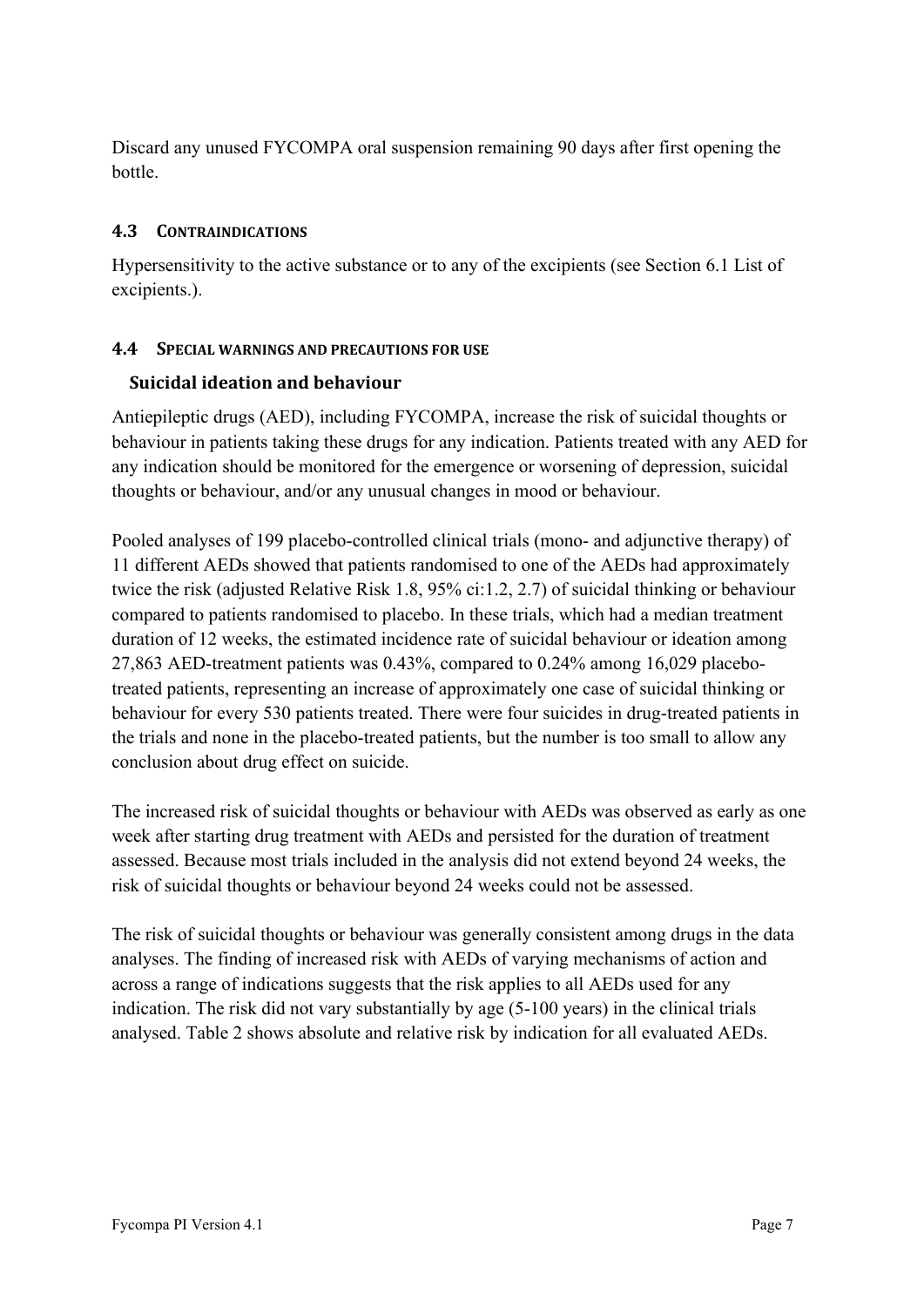Discard any unused FYCOMPA oral suspension remaining 90 days after first opening the bottle.

## 4.3 CONTRAINDICATIONS

Hypersensitivity to the active substance or to any of the excipients (see Section 6.1 List of excipients.).

## 4.4 SPECIAL WARNINGS AND PRECAUTIONS FOR USE

### Suicidal ideation and behaviour

Antiepileptic drugs (AED), including FYCOMPA, increase the risk of suicidal thoughts or behaviour in patients taking these drugs for any indication. Patients treated with any AED for any indication should be monitored for the emergence or worsening of depression, suicidal thoughts or behaviour, and/or any unusual changes in mood or behaviour.

Pooled analyses of 199 placebo-controlled clinical trials (mono- and adjunctive therapy) of 11 different AEDs showed that patients randomised to one of the AEDs had approximately twice the risk (adjusted Relative Risk 1.8, 95% ci:1.2, 2.7) of suicidal thinking or behaviour compared to patients randomised to placebo. In these trials, which had a median treatment duration of 12 weeks, the estimated incidence rate of suicidal behaviour or ideation among 27,863 AED-treatment patients was 0.43%, compared to 0.24% among 16,029 placebo-treated patients, representing an increase of approximately one case of suicidal thinking or behaviour for every 530 patients treated. There were four suicides in drug-treated patients in the trials and none in the placebo-treated patients, but the number is too small to allow any conclusion about drug effect on suicide.

The increased risk of suicidal thoughts or behaviour with AEDs was observed as early as one week after starting drug treatment with AEDs and persisted for the duration of treatment assessed. Because most trials included in the analysis did not extend beyond 24 weeks, the risk of suicidal thoughts or behaviour beyond 24 weeks could not be assessed.

The risk of suicidal thoughts or behaviour was generally consistent among drugs in the data analyses. The finding of increased risk with AEDs of varying mechanisms of action and across a range of indications suggests that the risk applies to all AEDs used for any indication. The risk did not vary substantially by age (5-100 years) in the clinical trials analysed. Table 2 shows absolute and relative risk by indication for all evaluated AEDs.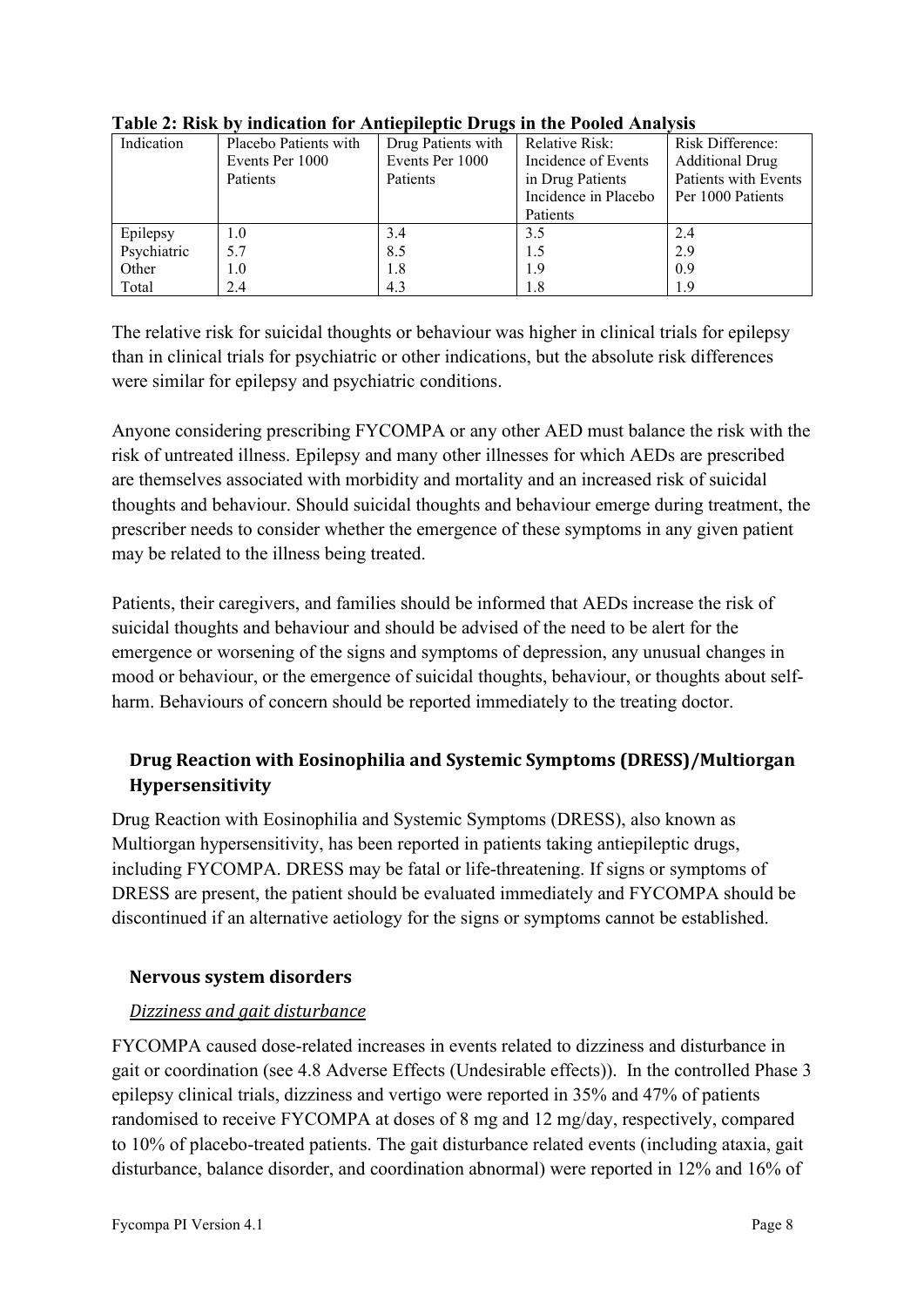**Table 2: Risk by indication for Antiepileptic Drugs in the Pooled Analysis**

| Indication | Placebo Patients with Events Per 1000 Patients | Drug Patients with Events Per 1000 Patients | Relative Risk: Incidence of Events in Drug Patients Incidence in Placebo Patients | Risk Difference: Additional Drug Patients with Events Per 1000 Patients |
|---|---|---|---|---|
| Epilepsy | 1.0 | 3.4 | 3.5 | 2.4 |
| Psychiatric | 5.7 | 8.5 | 1.5 | 2.9 |
| Other | 1.0 | 1.8 | 1.9 | 0.9 |
| Total | 2.4 | 4.3 | 1.8 | 1.9 |

The relative risk for suicidal thoughts or behaviour was higher in clinical trials for epilepsy than in clinical trials for psychiatric or other indications, but the absolute risk differences were similar for epilepsy and psychiatric conditions.

Anyone considering prescribing FYCOMPA or any other AED must balance the risk with the risk of untreated illness. Epilepsy and many other illnesses for which AEDs are prescribed are themselves associated with morbidity and mortality and an increased risk of suicidal thoughts and behaviour. Should suicidal thoughts and behaviour emerge during treatment, the prescriber needs to consider whether the emergence of these symptoms in any given patient may be related to the illness being treated.

Patients, their caregivers, and families should be informed that AEDs increase the risk of suicidal thoughts and behaviour and should be advised of the need to be alert for the emergence or worsening of the signs and symptoms of depression, any unusual changes in mood or behaviour, or the emergence of suicidal thoughts, behaviour, or thoughts about self-harm. Behaviours of concern should be reported immediately to the treating doctor.

### Drug Reaction with Eosinophilia and Systemic Symptoms (DRESS)/Multiorgan Hypersensitivity

Drug Reaction with Eosinophilia and Systemic Symptoms (DRESS), also known as Multiorgan hypersensitivity, has been reported in patients taking antiepileptic drugs, including FYCOMPA. DRESS may be fatal or life-threatening. If signs or symptoms of DRESS are present, the patient should be evaluated immediately and FYCOMPA should be discontinued if an alternative aetiology for the signs or symptoms cannot be established.

### Nervous system disorders

*Dizziness and gait disturbance*

FYCOMPA caused dose-related increases in events related to dizziness and disturbance in gait or coordination (see 4.8 Adverse Effects (Undesirable effects)). In the controlled Phase 3 epilepsy clinical trials, dizziness and vertigo were reported in 35% and 47% of patients randomised to receive FYCOMPA at doses of 8 mg and 12 mg/day, respectively, compared to 10% of placebo-treated patients. The gait disturbance related events (including ataxia, gait disturbance, balance disorder, and coordination abnormal) were reported in 12% and 16% of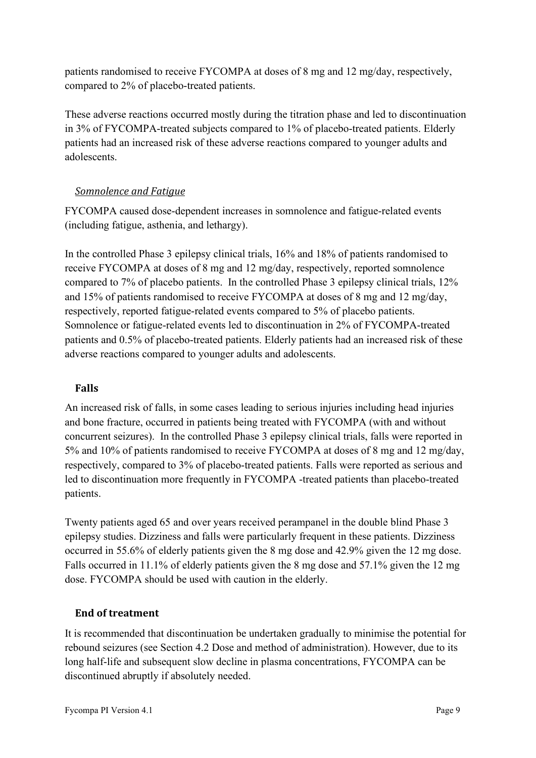patients randomised to receive FYCOMPA at doses of 8 mg and 12 mg/day, respectively, compared to 2% of placebo-treated patients.

These adverse reactions occurred mostly during the titration phase and led to discontinuation in 3% of FYCOMPA-treated subjects compared to 1% of placebo-treated patients. Elderly patients had an increased risk of these adverse reactions compared to younger adults and adolescents.

*Somnolence and Fatigue*

FYCOMPA caused dose-dependent increases in somnolence and fatigue-related events (including fatigue, asthenia, and lethargy).

In the controlled Phase 3 epilepsy clinical trials, 16% and 18% of patients randomised to receive FYCOMPA at doses of 8 mg and 12 mg/day, respectively, reported somnolence compared to 7% of placebo patients. In the controlled Phase 3 epilepsy clinical trials, 12% and 15% of patients randomised to receive FYCOMPA at doses of 8 mg and 12 mg/day, respectively, reported fatigue-related events compared to 5% of placebo patients. Somnolence or fatigue-related events led to discontinuation in 2% of FYCOMPA-treated patients and 0.5% of placebo-treated patients. Elderly patients had an increased risk of these adverse reactions compared to younger adults and adolescents.

**Falls**

An increased risk of falls, in some cases leading to serious injuries including head injuries and bone fracture, occurred in patients being treated with FYCOMPA (with and without concurrent seizures). In the controlled Phase 3 epilepsy clinical trials, falls were reported in 5% and 10% of patients randomised to receive FYCOMPA at doses of 8 mg and 12 mg/day, respectively, compared to 3% of placebo-treated patients. Falls were reported as serious and led to discontinuation more frequently in FYCOMPA -treated patients than placebo-treated patients.

Twenty patients aged 65 and over years received perampanel in the double blind Phase 3 epilepsy studies. Dizziness and falls were particularly frequent in these patients. Dizziness occurred in 55.6% of elderly patients given the 8 mg dose and 42.9% given the 12 mg dose. Falls occurred in 11.1% of elderly patients given the 8 mg dose and 57.1% given the 12 mg dose. FYCOMPA should be used with caution in the elderly.

**End of treatment**

It is recommended that discontinuation be undertaken gradually to minimise the potential for rebound seizures (see Section 4.2 Dose and method of administration). However, due to its long half-life and subsequent slow decline in plasma concentrations, FYCOMPA can be discontinued abruptly if absolutely needed.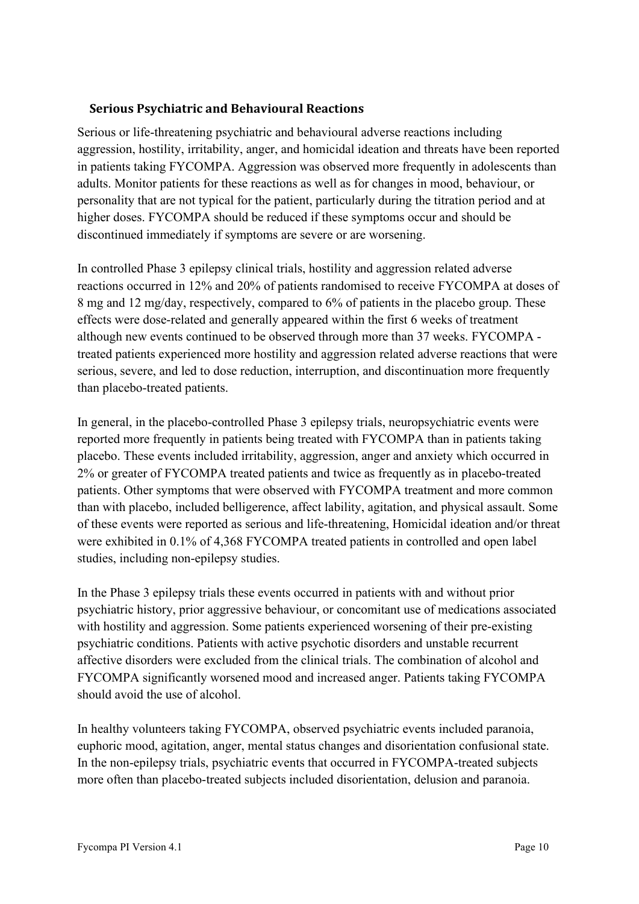### Serious Psychiatric and Behavioural Reactions

Serious or life-threatening psychiatric and behavioural adverse reactions including aggression, hostility, irritability, anger, and homicidal ideation and threats have been reported in patients taking FYCOMPA. Aggression was observed more frequently in adolescents than adults. Monitor patients for these reactions as well as for changes in mood, behaviour, or personality that are not typical for the patient, particularly during the titration period and at higher doses. FYCOMPA should be reduced if these symptoms occur and should be discontinued immediately if symptoms are severe or are worsening.

In controlled Phase 3 epilepsy clinical trials, hostility and aggression related adverse reactions occurred in 12% and 20% of patients randomised to receive FYCOMPA at doses of 8 mg and 12 mg/day, respectively, compared to 6% of patients in the placebo group. These effects were dose-related and generally appeared within the first 6 weeks of treatment although new events continued to be observed through more than 37 weeks. FYCOMPA - treated patients experienced more hostility and aggression related adverse reactions that were serious, severe, and led to dose reduction, interruption, and discontinuation more frequently than placebo-treated patients.

In general, in the placebo-controlled Phase 3 epilepsy trials, neuropsychiatric events were reported more frequently in patients being treated with FYCOMPA than in patients taking placebo. These events included irritability, aggression, anger and anxiety which occurred in 2% or greater of FYCOMPA treated patients and twice as frequently as in placebo-treated patients. Other symptoms that were observed with FYCOMPA treatment and more common than with placebo, included belligerence, affect lability, agitation, and physical assault. Some of these events were reported as serious and life-threatening, Homicidal ideation and/or threat were exhibited in 0.1% of 4,368 FYCOMPA treated patients in controlled and open label studies, including non-epilepsy studies.

In the Phase 3 epilepsy trials these events occurred in patients with and without prior psychiatric history, prior aggressive behaviour, or concomitant use of medications associated with hostility and aggression. Some patients experienced worsening of their pre-existing psychiatric conditions. Patients with active psychotic disorders and unstable recurrent affective disorders were excluded from the clinical trials. The combination of alcohol and FYCOMPA significantly worsened mood and increased anger. Patients taking FYCOMPA should avoid the use of alcohol.

In healthy volunteers taking FYCOMPA, observed psychiatric events included paranoia, euphoric mood, agitation, anger, mental status changes and disorientation confusional state. In the non-epilepsy trials, psychiatric events that occurred in FYCOMPA-treated subjects more often than placebo-treated subjects included disorientation, delusion and paranoia.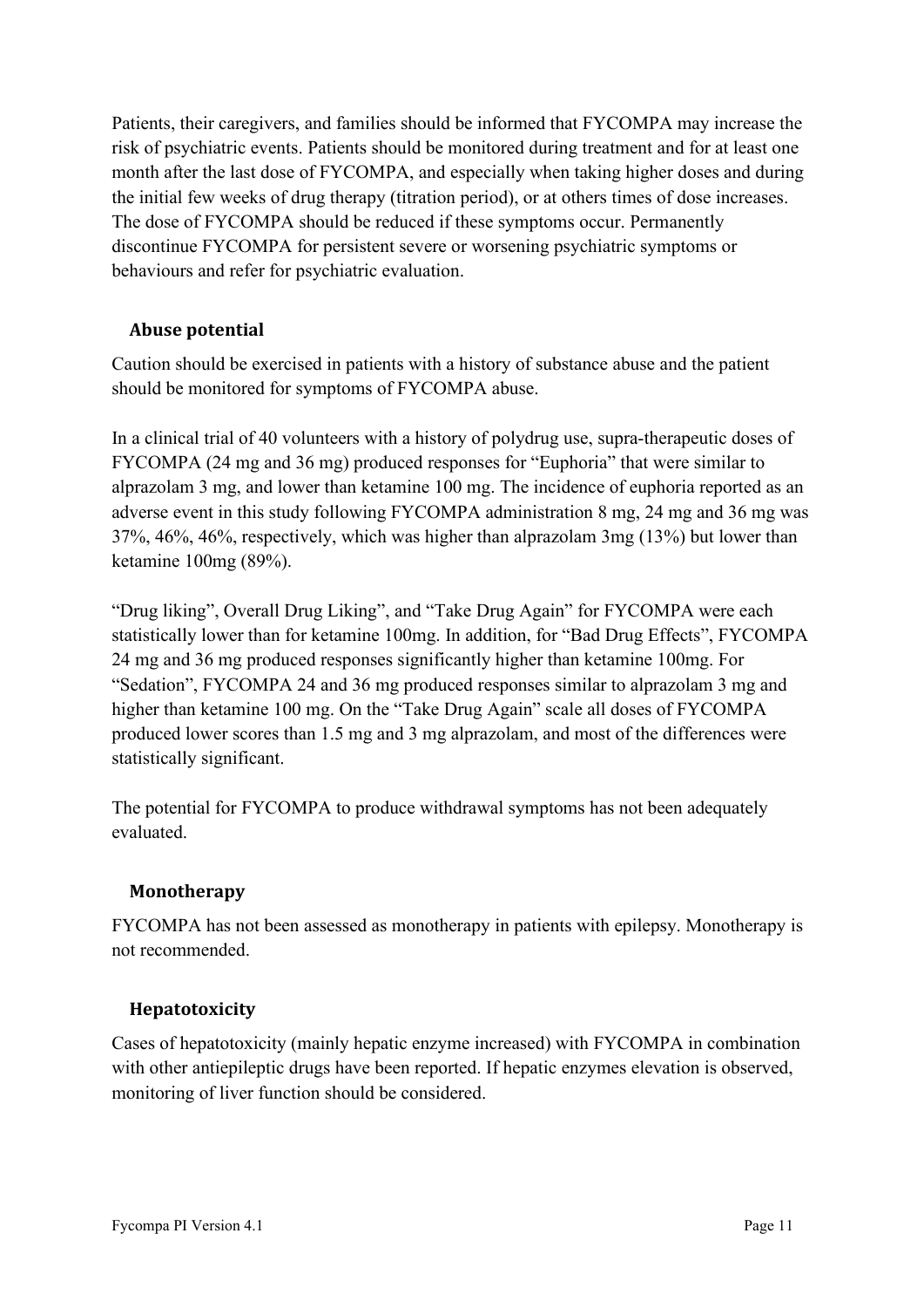Patients, their caregivers, and families should be informed that FYCOMPA may increase the risk of psychiatric events. Patients should be monitored during treatment and for at least one month after the last dose of FYCOMPA, and especially when taking higher doses and during the initial few weeks of drug therapy (titration period), or at others times of dose increases. The dose of FYCOMPA should be reduced if these symptoms occur. Permanently discontinue FYCOMPA for persistent severe or worsening psychiatric symptoms or behaviours and refer for psychiatric evaluation.

### Abuse potential

Caution should be exercised in patients with a history of substance abuse and the patient should be monitored for symptoms of FYCOMPA abuse.

In a clinical trial of 40 volunteers with a history of polydrug use, supra-therapeutic doses of FYCOMPA (24 mg and 36 mg) produced responses for "Euphoria" that were similar to alprazolam 3 mg, and lower than ketamine 100 mg. The incidence of euphoria reported as an adverse event in this study following FYCOMPA administration 8 mg, 24 mg and 36 mg was 37%, 46%, 46%, respectively, which was higher than alprazolam 3mg (13%) but lower than ketamine 100mg (89%).

"Drug liking", Overall Drug Liking", and "Take Drug Again" for FYCOMPA were each statistically lower than for ketamine 100mg. In addition, for "Bad Drug Effects", FYCOMPA 24 mg and 36 mg produced responses significantly higher than ketamine 100mg. For "Sedation", FYCOMPA 24 and 36 mg produced responses similar to alprazolam 3 mg and higher than ketamine 100 mg. On the "Take Drug Again" scale all doses of FYCOMPA produced lower scores than 1.5 mg and 3 mg alprazolam, and most of the differences were statistically significant.

The potential for FYCOMPA to produce withdrawal symptoms has not been adequately evaluated.

### Monotherapy

FYCOMPA has not been assessed as monotherapy in patients with epilepsy. Monotherapy is not recommended.

### Hepatotoxicity

Cases of hepatotoxicity (mainly hepatic enzyme increased) with FYCOMPA in combination with other antiepileptic drugs have been reported. If hepatic enzymes elevation is observed, monitoring of liver function should be considered.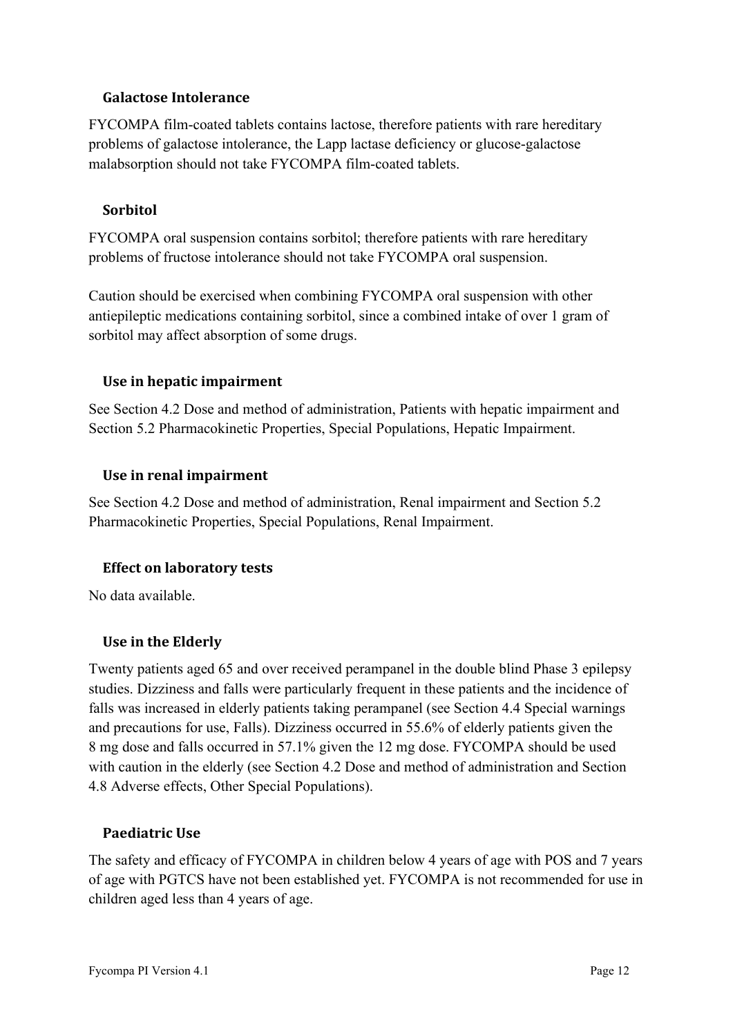### Galactose Intolerance

FYCOMPA film-coated tablets contains lactose, therefore patients with rare hereditary problems of galactose intolerance, the Lapp lactase deficiency or glucose-galactose malabsorption should not take FYCOMPA film-coated tablets.

### Sorbitol

FYCOMPA oral suspension contains sorbitol; therefore patients with rare hereditary problems of fructose intolerance should not take FYCOMPA oral suspension.

Caution should be exercised when combining FYCOMPA oral suspension with other antiepileptic medications containing sorbitol, since a combined intake of over 1 gram of sorbitol may affect absorption of some drugs.

### Use in hepatic impairment

See Section 4.2 Dose and method of administration, Patients with hepatic impairment and Section 5.2 Pharmacokinetic Properties, Special Populations, Hepatic Impairment.

### Use in renal impairment

See Section 4.2 Dose and method of administration, Renal impairment and Section 5.2 Pharmacokinetic Properties, Special Populations, Renal Impairment.

### Effect on laboratory tests

No data available.

### Use in the Elderly

Twenty patients aged 65 and over received perampanel in the double blind Phase 3 epilepsy studies. Dizziness and falls were particularly frequent in these patients and the incidence of falls was increased in elderly patients taking perampanel (see Section 4.4 Special warnings and precautions for use, Falls). Dizziness occurred in 55.6% of elderly patients given the 8 mg dose and falls occurred in 57.1% given the 12 mg dose. FYCOMPA should be used with caution in the elderly (see Section 4.2 Dose and method of administration and Section 4.8 Adverse effects, Other Special Populations).

### Paediatric Use

The safety and efficacy of FYCOMPA in children below 4 years of age with POS and 7 years of age with PGTCS have not been established yet. FYCOMPA is not recommended for use in children aged less than 4 years of age.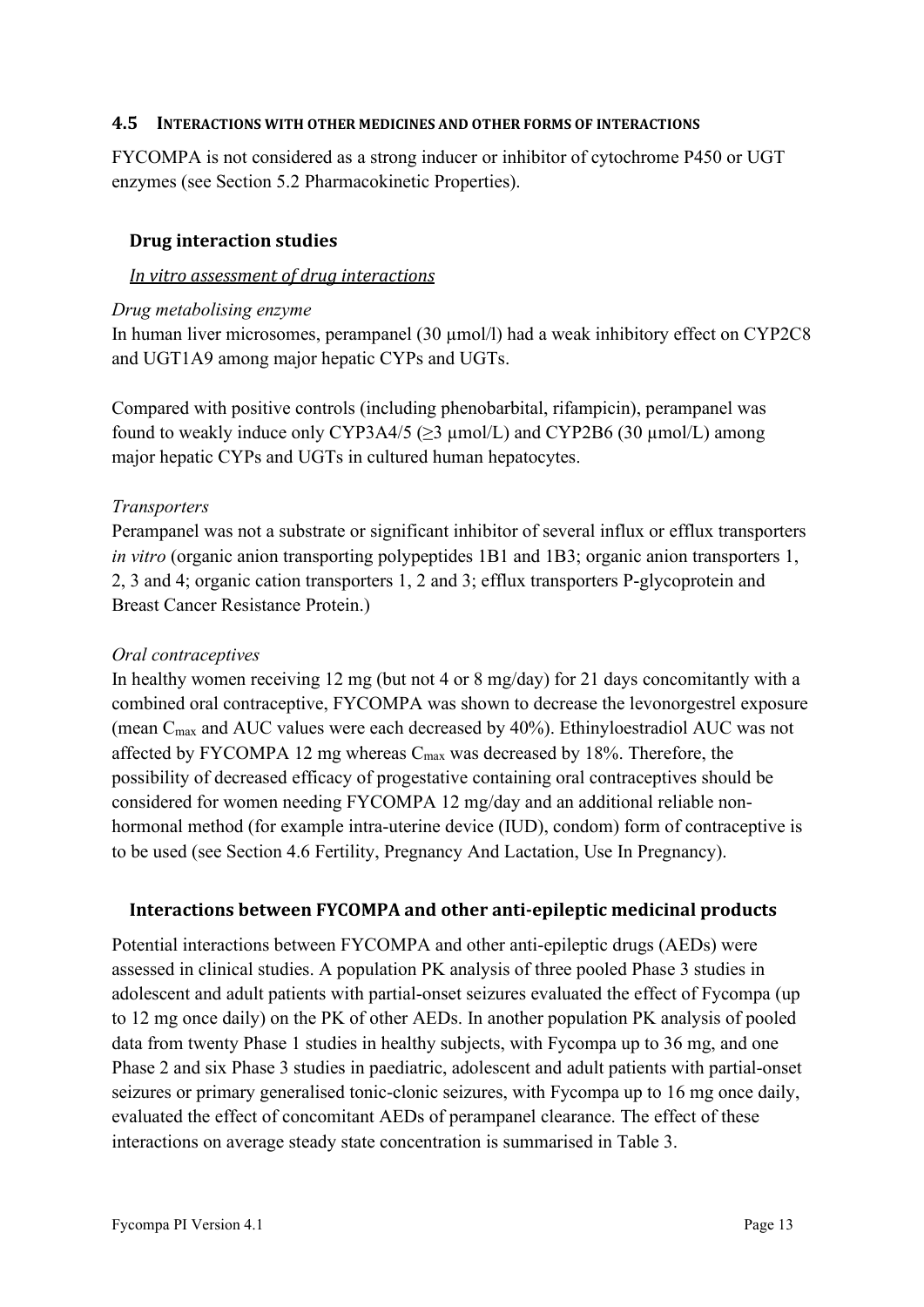## 4.5 INTERACTIONS WITH OTHER MEDICINES AND OTHER FORMS OF INTERACTIONS

FYCOMPA is not considered as a strong inducer or inhibitor of cytochrome P450 or UGT enzymes (see Section 5.2 Pharmacokinetic Properties).

### Drug interaction studies

*In vitro assessment of drug interactions*

*Drug metabolising enzyme*

In human liver microsomes, perampanel (30 µmol/l) had a weak inhibitory effect on CYP2C8 and UGT1A9 among major hepatic CYPs and UGTs.

Compared with positive controls (including phenobarbital, rifampicin), perampanel was found to weakly induce only CYP3A4/5 (≥3 µmol/L) and CYP2B6 (30 µmol/L) among major hepatic CYPs and UGTs in cultured human hepatocytes.

*Transporters*

Perampanel was not a substrate or significant inhibitor of several influx or efflux transporters *in vitro* (organic anion transporting polypeptides 1B1 and 1B3; organic anion transporters 1, 2, 3 and 4; organic cation transporters 1, 2 and 3; efflux transporters P-glycoprotein and Breast Cancer Resistance Protein.)

*Oral contraceptives*

In healthy women receiving 12 mg (but not 4 or 8 mg/day) for 21 days concomitantly with a combined oral contraceptive, FYCOMPA was shown to decrease the levonorgestrel exposure (mean $C_{max}$ and AUC values were each decreased by 40%). Ethinyloestradiol AUC was not affected by FYCOMPA 12 mg whereas $C_{max}$ was decreased by 18%. Therefore, the possibility of decreased efficacy of progestative containing oral contraceptives should be considered for women needing FYCOMPA 12 mg/day and an additional reliable non-hormonal method (for example intra-uterine device (IUD), condom) form of contraceptive is to be used (see Section 4.6 Fertility, Pregnancy And Lactation, Use In Pregnancy).

### Interactions between FYCOMPA and other anti-epileptic medicinal products

Potential interactions between FYCOMPA and other anti-epileptic drugs (AEDs) were assessed in clinical studies. A population PK analysis of three pooled Phase 3 studies in adolescent and adult patients with partial-onset seizures evaluated the effect of Fycompa (up to 12 mg once daily) on the PK of other AEDs. In another population PK analysis of pooled data from twenty Phase 1 studies in healthy subjects, with Fycompa up to 36 mg, and one Phase 2 and six Phase 3 studies in paediatric, adolescent and adult patients with partial-onset seizures or primary generalised tonic-clonic seizures, with Fycompa up to 16 mg once daily, evaluated the effect of concomitant AEDs of perampanel clearance. The effect of these interactions on average steady state concentration is summarised in Table 3.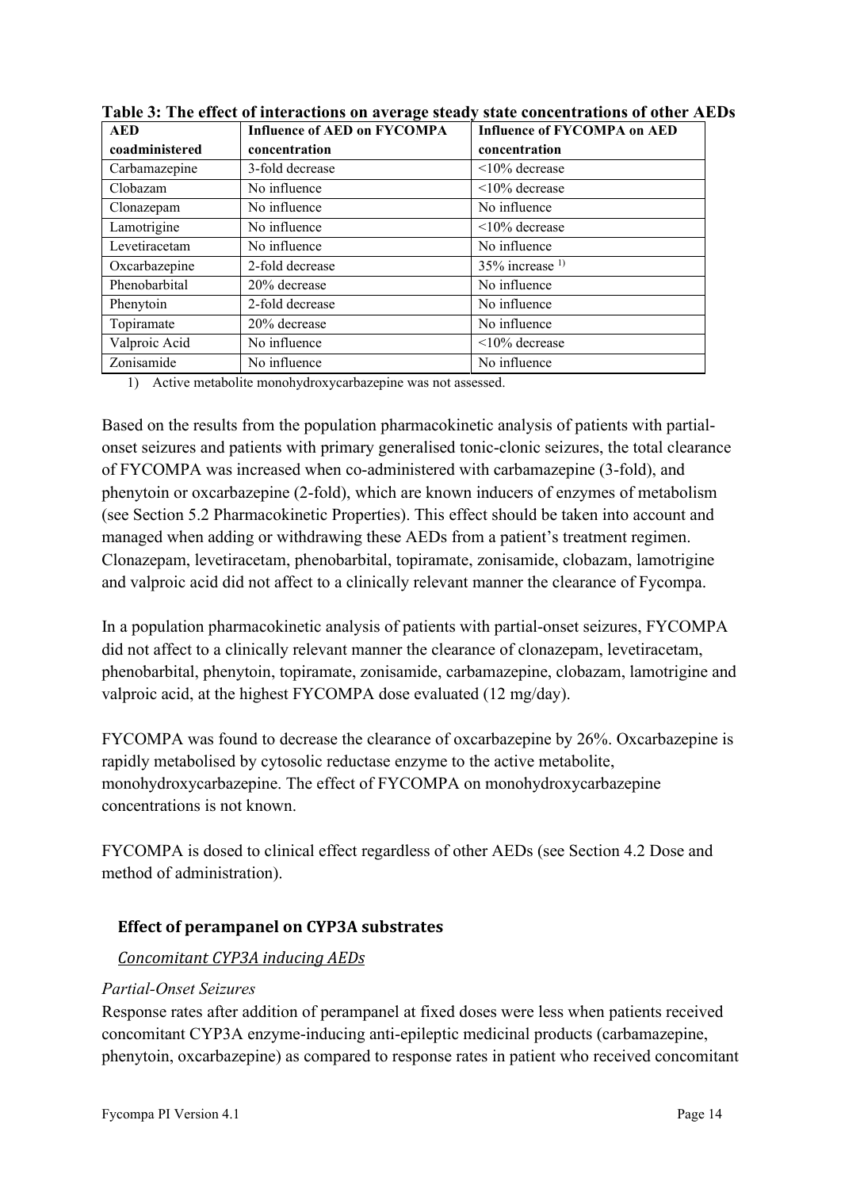**Table 3: The effect of interactions on average steady state concentrations of other AEDs**

| AED coadministered | Influence of AED on FYCOMPA concentration | Influence of FYCOMPA on AED concentration |
|---|---|---|
| Carbamazepine | 3-fold decrease | <10% decrease |
| Clobazam | No influence | <10% decrease |
| Clonazepam | No influence | No influence |
| Lamotrigine | No influence | <10% decrease |
| Levetiracetam | No influence | No influence |
| Oxcarbazepine | 2-fold decrease | 35% increase [1)] |
| Phenobarbital | 20% decrease | No influence |
| Phenytoin | 2-fold decrease | No influence |
| Topiramate | 20% decrease | No influence |
| Valproic Acid | No influence | <10% decrease |
| Zonisamide | No influence | No influence |

1) Active metabolite monohydroxycarbazepine was not assessed.

Based on the results from the population pharmacokinetic analysis of patients with partial-onset seizures and patients with primary generalised tonic-clonic seizures, the total clearance of FYCOMPA was increased when co-administered with carbamazepine (3-fold), and phenytoin or oxcarbazepine (2-fold), which are known inducers of enzymes of metabolism (see Section 5.2 Pharmacokinetic Properties). This effect should be taken into account and managed when adding or withdrawing these AEDs from a patient's treatment regimen. Clonazepam, levetiracetam, phenobarbital, topiramate, zonisamide, clobazam, lamotrigine and valproic acid did not affect to a clinically relevant manner the clearance of Fycompa.

In a population pharmacokinetic analysis of patients with partial-onset seizures, FYCOMPA did not affect to a clinically relevant manner the clearance of clonazepam, levetiracetam, phenobarbital, phenytoin, topiramate, zonisamide, carbamazepine, clobazam, lamotrigine and valproic acid, at the highest FYCOMPA dose evaluated (12 mg/day).

FYCOMPA was found to decrease the clearance of oxcarbazepine by 26%. Oxcarbazepine is rapidly metabolised by cytosolic reductase enzyme to the active metabolite, monohydroxycarbazepine. The effect of FYCOMPA on monohydroxycarbazepine concentrations is not known.

FYCOMPA is dosed to clinical effect regardless of other AEDs (see Section 4.2 Dose and method of administration).

### Effect of perampanel on CYP3A substrates

*Concomitant CYP3A inducing AEDs*

*Partial-Onset Seizures*

Response rates after addition of perampanel at fixed doses were less when patients received concomitant CYP3A enzyme-inducing anti-epileptic medicinal products (carbamazepine, phenytoin, oxcarbazepine) as compared to response rates in patient who received concomitant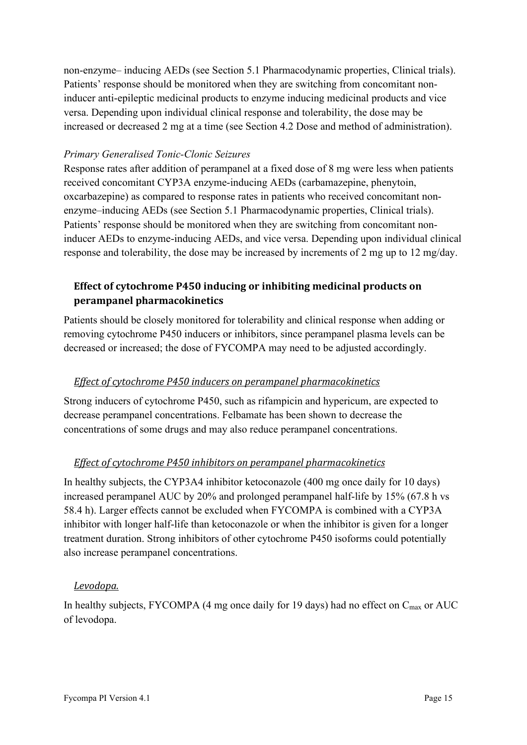non-enzyme– inducing AEDs (see Section 5.1 Pharmacodynamic properties, Clinical trials). Patients' response should be monitored when they are switching from concomitant non-inducer anti-epileptic medicinal products to enzyme inducing medicinal products and vice versa. Depending upon individual clinical response and tolerability, the dose may be increased or decreased 2 mg at a time (see Section 4.2 Dose and method of administration).

*Primary Generalised Tonic-Clonic Seizures*

Response rates after addition of perampanel at a fixed dose of 8 mg were less when patients received concomitant CYP3A enzyme-inducing AEDs (carbamazepine, phenytoin, oxcarbazepine) as compared to response rates in patients who received concomitant non-enzyme–inducing AEDs (see Section 5.1 Pharmacodynamic properties, Clinical trials). Patients' response should be monitored when they are switching from concomitant non-inducer AEDs to enzyme-inducing AEDs, and vice versa. Depending upon individual clinical response and tolerability, the dose may be increased by increments of 2 mg up to 12 mg/day.

### Effect of cytochrome P450 inducing or inhibiting medicinal products on perampanel pharmacokinetics

Patients should be closely monitored for tolerability and clinical response when adding or removing cytochrome P450 inducers or inhibitors, since perampanel plasma levels can be decreased or increased; the dose of FYCOMPA may need to be adjusted accordingly.

#### *Effect of cytochrome P450 inducers on perampanel pharmacokinetics*

Strong inducers of cytochrome P450, such as rifampicin and hypericum, are expected to decrease perampanel concentrations. Felbamate has been shown to decrease the concentrations of some drugs and may also reduce perampanel concentrations.

#### *Effect of cytochrome P450 inhibitors on perampanel pharmacokinetics*

In healthy subjects, the CYP3A4 inhibitor ketoconazole (400 mg once daily for 10 days) increased perampanel AUC by 20% and prolonged perampanel half-life by 15% (67.8 h vs 58.4 h). Larger effects cannot be excluded when FYCOMPA is combined with a CYP3A inhibitor with longer half-life than ketoconazole or when the inhibitor is given for a longer treatment duration. Strong inhibitors of other cytochrome P450 isoforms could potentially also increase perampanel concentrations.

#### *Levodopa.*

In healthy subjects, FYCOMPA (4 mg once daily for 19 days) had no effect on $C_{max}$ or AUC of levodopa.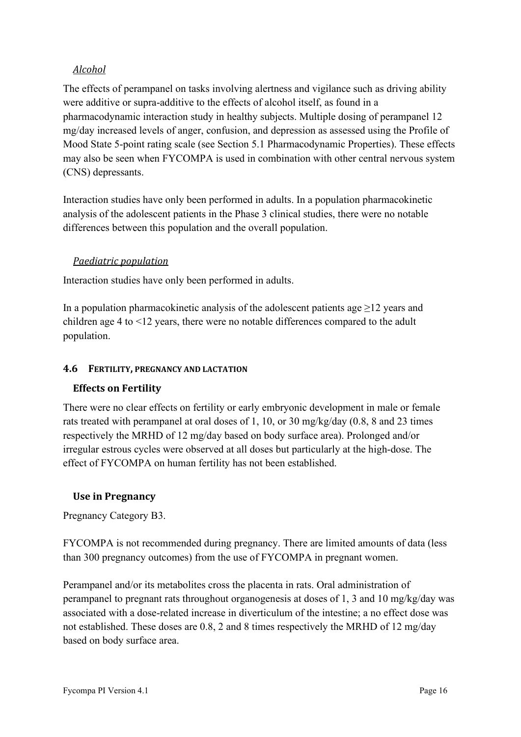*Alcohol*

The effects of perampanel on tasks involving alertness and vigilance such as driving ability were additive or supra-additive to the effects of alcohol itself, as found in a pharmacodynamic interaction study in healthy subjects. Multiple dosing of perampanel 12 mg/day increased levels of anger, confusion, and depression as assessed using the Profile of Mood State 5-point rating scale (see Section 5.1 Pharmacodynamic Properties). These effects may also be seen when FYCOMPA is used in combination with other central nervous system (CNS) depressants.

Interaction studies have only been performed in adults. In a population pharmacokinetic analysis of the adolescent patients in the Phase 3 clinical studies, there were no notable differences between this population and the overall population.

*Paediatric population*

Interaction studies have only been performed in adults.

In a population pharmacokinetic analysis of the adolescent patients age ≥12 years and children age 4 to <12 years, there were no notable differences compared to the adult population.

## 4.6 FERTILITY, PREGNANCY AND LACTATION

### Effects on Fertility

There were no clear effects on fertility or early embryonic development in male or female rats treated with perampanel at oral doses of 1, 10, or 30 mg/kg/day (0.8, 8 and 23 times respectively the MRHD of 12 mg/day based on body surface area). Prolonged and/or irregular estrous cycles were observed at all doses but particularly at the high-dose. The effect of FYCOMPA on human fertility has not been established.

### Use in Pregnancy

Pregnancy Category B3.

FYCOMPA is not recommended during pregnancy. There are limited amounts of data (less than 300 pregnancy outcomes) from the use of FYCOMPA in pregnant women.

Perampanel and/or its metabolites cross the placenta in rats. Oral administration of perampanel to pregnant rats throughout organogenesis at doses of 1, 3 and 10 mg/kg/day was associated with a dose-related increase in diverticulum of the intestine; a no effect dose was not established. These doses are 0.8, 2 and 8 times respectively the MRHD of 12 mg/day based on body surface area.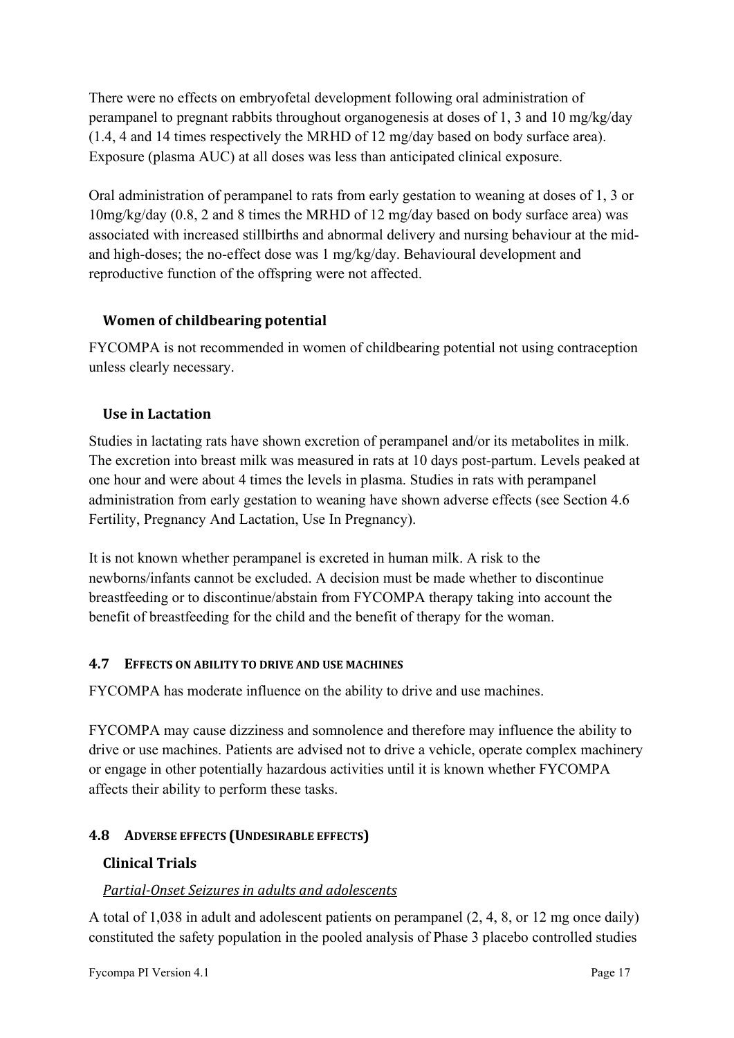There were no effects on embryofetal development following oral administration of perampanel to pregnant rabbits throughout organogenesis at doses of 1, 3 and 10 mg/kg/day (1.4, 4 and 14 times respectively the MRHD of 12 mg/day based on body surface area). Exposure (plasma AUC) at all doses was less than anticipated clinical exposure.

Oral administration of perampanel to rats from early gestation to weaning at doses of 1, 3 or 10mg/kg/day (0.8, 2 and 8 times the MRHD of 12 mg/day based on body surface area) was associated with increased stillbirths and abnormal delivery and nursing behaviour at the mid- and high-doses; the no-effect dose was 1 mg/kg/day. Behavioural development and reproductive function of the offspring were not affected.

### Women of childbearing potential

FYCOMPA is not recommended in women of childbearing potential not using contraception unless clearly necessary.

### Use in Lactation

Studies in lactating rats have shown excretion of perampanel and/or its metabolites in milk. The excretion into breast milk was measured in rats at 10 days post-partum. Levels peaked at one hour and were about 4 times the levels in plasma. Studies in rats with perampanel administration from early gestation to weaning have shown adverse effects (see Section 4.6 Fertility, Pregnancy And Lactation, Use In Pregnancy).

It is not known whether perampanel is excreted in human milk. A risk to the newborns/infants cannot be excluded. A decision must be made whether to discontinue breastfeeding or to discontinue/abstain from FYCOMPA therapy taking into account the benefit of breastfeeding for the child and the benefit of therapy for the woman.

## 4.7 Effects on ability to drive and use machines

FYCOMPA has moderate influence on the ability to drive and use machines.

FYCOMPA may cause dizziness and somnolence and therefore may influence the ability to drive or use machines. Patients are advised not to drive a vehicle, operate complex machinery or engage in other potentially hazardous activities until it is known whether FYCOMPA affects their ability to perform these tasks.

## 4.8 Adverse effects (Undesirable effects)

### Clinical Trials

*Partial-Onset Seizures in adults and adolescents*

A total of 1,038 in adult and adolescent patients on perampanel (2, 4, 8, or 12 mg once daily) constituted the safety population in the pooled analysis of Phase 3 placebo controlled studies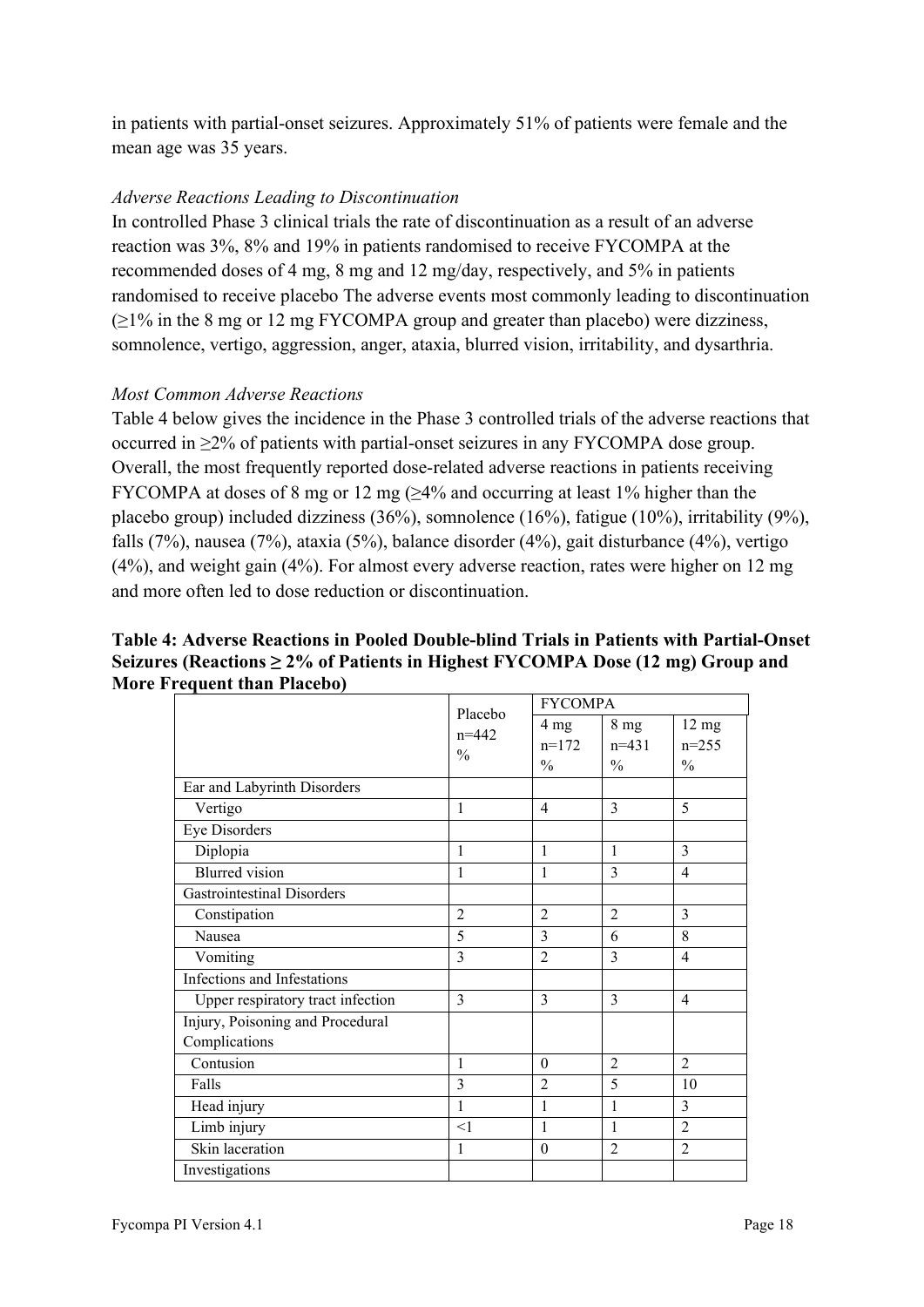in patients with partial-onset seizures. Approximately 51% of patients were female and the mean age was 35 years.

*Adverse Reactions Leading to Discontinuation*

In controlled Phase 3 clinical trials the rate of discontinuation as a result of an adverse reaction was 3%, 8% and 19% in patients randomised to receive FYCOMPA at the recommended doses of 4 mg, 8 mg and 12 mg/day, respectively, and 5% in patients randomised to receive placebo The adverse events most commonly leading to discontinuation (≥1% in the 8 mg or 12 mg FYCOMPA group and greater than placebo) were dizziness, somnolence, vertigo, aggression, anger, ataxia, blurred vision, irritability, and dysarthria.

*Most Common Adverse Reactions*

Table 4 below gives the incidence in the Phase 3 controlled trials of the adverse reactions that occurred in ≥2% of patients with partial-onset seizures in any FYCOMPA dose group. Overall, the most frequently reported dose-related adverse reactions in patients receiving FYCOMPA at doses of 8 mg or 12 mg (≥4% and occurring at least 1% higher than the placebo group) included dizziness (36%), somnolence (16%), fatigue (10%), irritability (9%), falls (7%), nausea (7%), ataxia (5%), balance disorder (4%), gait disturbance (4%), vertigo (4%), and weight gain (4%). For almost every adverse reaction, rates were higher on 12 mg and more often led to dose reduction or discontinuation.

**Table 4: Adverse Reactions in Pooled Double-blind Trials in Patients with Partial-Onset Seizures (Reactions ≥ 2% of Patients in Highest FYCOMPA Dose (12 mg) Group and More Frequent than Placebo)**

| | Placebo n=442 % | FYCOMPA | | |
|---|---|---|---|---|
| | | 4 mg n=172 % | 8 mg n=431 % | 12 mg n=255 % |
| Ear and Labyrinth Disorders | | | | |
| Vertigo | 1 | 4 | 3 | 5 |
| Eye Disorders | | | | |
| Diplopia | 1 | 1 | 1 | 3 |
| Blurred vision | 1 | 1 | 3 | 4 |
| Gastrointestinal Disorders | | | | |
| Constipation | 2 | 2 | 2 | 3 |
| Nausea | 5 | 3 | 6 | 8 |
| Vomiting | 3 | 2 | 3 | 4 |
| Infections and Infestations | | | | |
| Upper respiratory tract infection | 3 | 3 | 3 | 4 |
| Injury, Poisoning and Procedural Complications | | | | |
| Contusion | 1 | 0 | 2 | 2 |
| Falls | 3 | 2 | 5 | 10 |
| Head injury | 1 | 1 | 1 | 3 |
| Limb injury | <1 | 1 | 1 | 2 |
| Skin laceration | 1 | 0 | 2 | 2 |
| Investigations | | | | |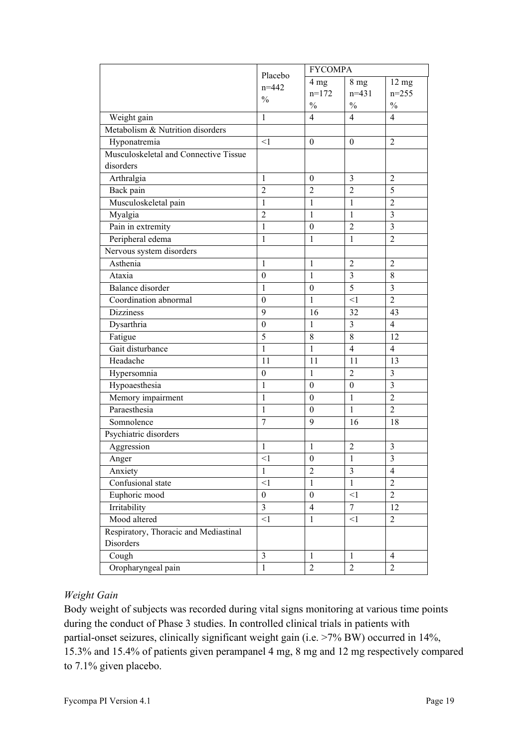| | Placebo n=442 % | FYCOMPA | | |
|---|---|---|---|---|
| | | 4 mg n=172 % | 8 mg n=431 % | 12 mg n=255 % |
| Weight gain | 1 | 4 | 4 | 4 |
| Metabolism & Nutrition disorders | | | | |
| Hyponatremia | <1 | 0 | 0 | 2 |
| Musculoskeletal and Connective Tissue disorders | | | | |
| Arthralgia | 1 | 0 | 3 | 2 |
| Back pain | 2 | 2 | 2 | 5 |
| Musculoskeletal pain | 1 | 1 | 1 | 2 |
| Myalgia | 2 | 1 | 1 | 3 |
| Pain in extremity | 1 | 0 | 2 | 3 |
| Peripheral edema | 1 | 1 | 1 | 2 |
| Nervous system disorders | | | | |
| Asthenia | 1 | 1 | 2 | 2 |
| Ataxia | 0 | 1 | 3 | 8 |
| Balance disorder | 1 | 0 | 5 | 3 |
| Coordination abnormal | 0 | 1 | <1 | 2 |
| Dizziness | 9 | 16 | 32 | 43 |
| Dysarthria | 0 | 1 | 3 | 4 |
| Fatigue | 5 | 8 | 8 | 12 |
| Gait disturbance | 1 | 1 | 4 | 4 |
| Headache | 11 | 11 | 11 | 13 |
| Hypersomnia | 0 | 1 | 2 | 3 |
| Hypoaesthesia | 1 | 0 | 0 | 3 |
| Memory impairment | 1 | 0 | 1 | 2 |
| Paraesthesia | 1 | 0 | 1 | 2 |
| Somnolence | 7 | 9 | 16 | 18 |
| Psychiatric disorders | | | | |
| Aggression | 1 | 1 | 2 | 3 |
| Anger | <1 | 0 | 1 | 3 |
| Anxiety | 1 | 2 | 3 | 4 |
| Confusional state | <1 | 1 | 1 | 2 |
| Euphoric mood | 0 | 0 | <1 | 2 |
| Irritability | 3 | 4 | 7 | 12 |
| Mood altered | <1 | 1 | <1 | 2 |
| Respiratory, Thoracic and Mediastinal Disorders | | | | |
| Cough | 3 | 1 | 1 | 4 |
| Oropharyngeal pain | 1 | 2 | 2 | 2 |

*Weight Gain*

Body weight of subjects was recorded during vital signs monitoring at various time points during the conduct of Phase 3 studies. In controlled clinical trials in patients with partial-onset seizures, clinically significant weight gain (i.e. >7% BW) occurred in 14%, 15.3% and 15.4% of patients given perampanel 4 mg, 8 mg and 12 mg respectively compared to 7.1% given placebo.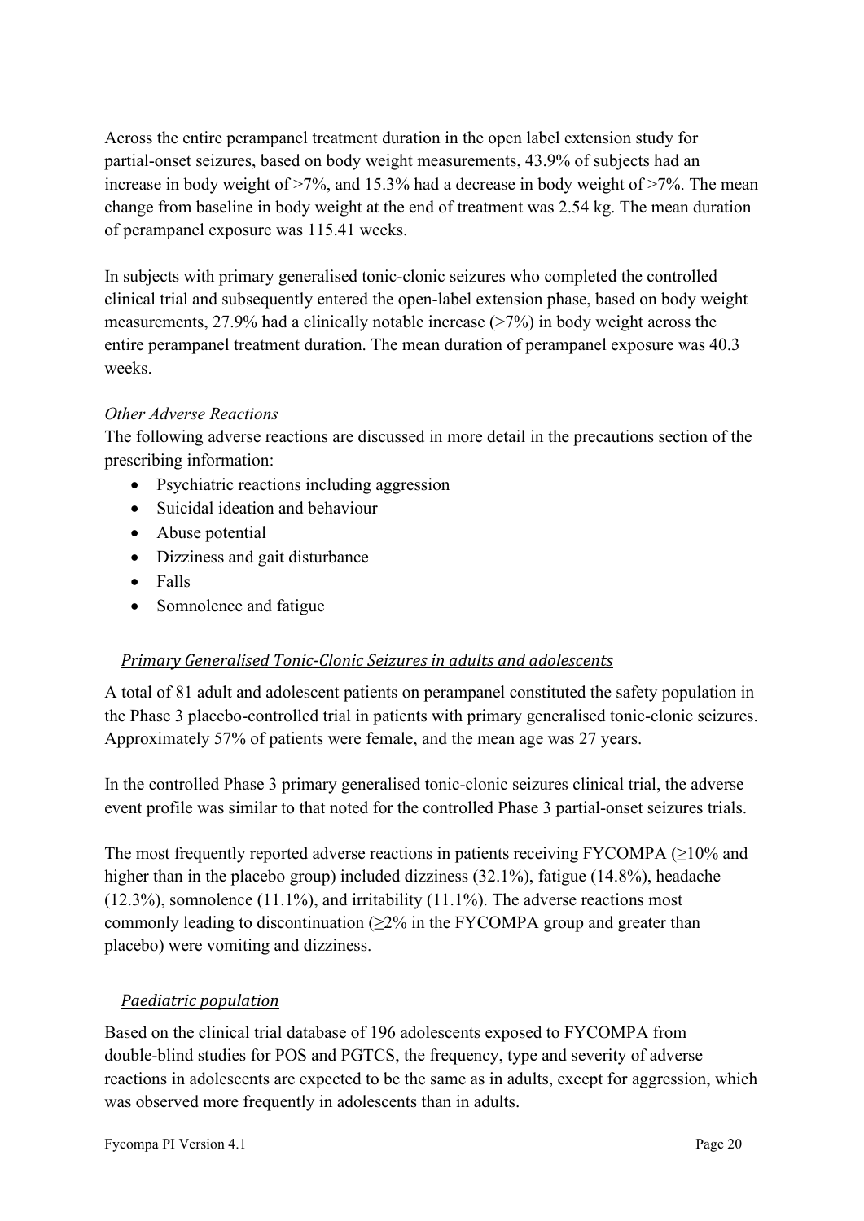Across the entire perampanel treatment duration in the open label extension study for partial-onset seizures, based on body weight measurements, 43.9% of subjects had an increase in body weight of >7%, and 15.3% had a decrease in body weight of >7%. The mean change from baseline in body weight at the end of treatment was 2.54 kg. The mean duration of perampanel exposure was 115.41 weeks.

In subjects with primary generalised tonic-clonic seizures who completed the controlled clinical trial and subsequently entered the open-label extension phase, based on body weight measurements, 27.9% had a clinically notable increase (>7%) in body weight across the entire perampanel treatment duration. The mean duration of perampanel exposure was 40.3 weeks.

*Other Adverse Reactions*

The following adverse reactions are discussed in more detail in the precautions section of the prescribing information:

- Psychiatric reactions including aggression
- Suicidal ideation and behaviour
- Abuse potential
- Dizziness and gait disturbance
- Falls
- Somnolence and fatigue

*Primary Generalised Tonic-Clonic Seizures in adults and adolescents*

A total of 81 adult and adolescent patients on perampanel constituted the safety population in the Phase 3 placebo-controlled trial in patients with primary generalised tonic-clonic seizures. Approximately 57% of patients were female, and the mean age was 27 years.

In the controlled Phase 3 primary generalised tonic-clonic seizures clinical trial, the adverse event profile was similar to that noted for the controlled Phase 3 partial-onset seizures trials.

The most frequently reported adverse reactions in patients receiving FYCOMPA (≥10% and higher than in the placebo group) included dizziness (32.1%), fatigue (14.8%), headache (12.3%), somnolence (11.1%), and irritability (11.1%). The adverse reactions most commonly leading to discontinuation (≥2% in the FYCOMPA group and greater than placebo) were vomiting and dizziness.

*Paediatric population*

Based on the clinical trial database of 196 adolescents exposed to FYCOMPA from double-blind studies for POS and PGTCS, the frequency, type and severity of adverse reactions in adolescents are expected to be the same as in adults, except for aggression, which was observed more frequently in adolescents than in adults.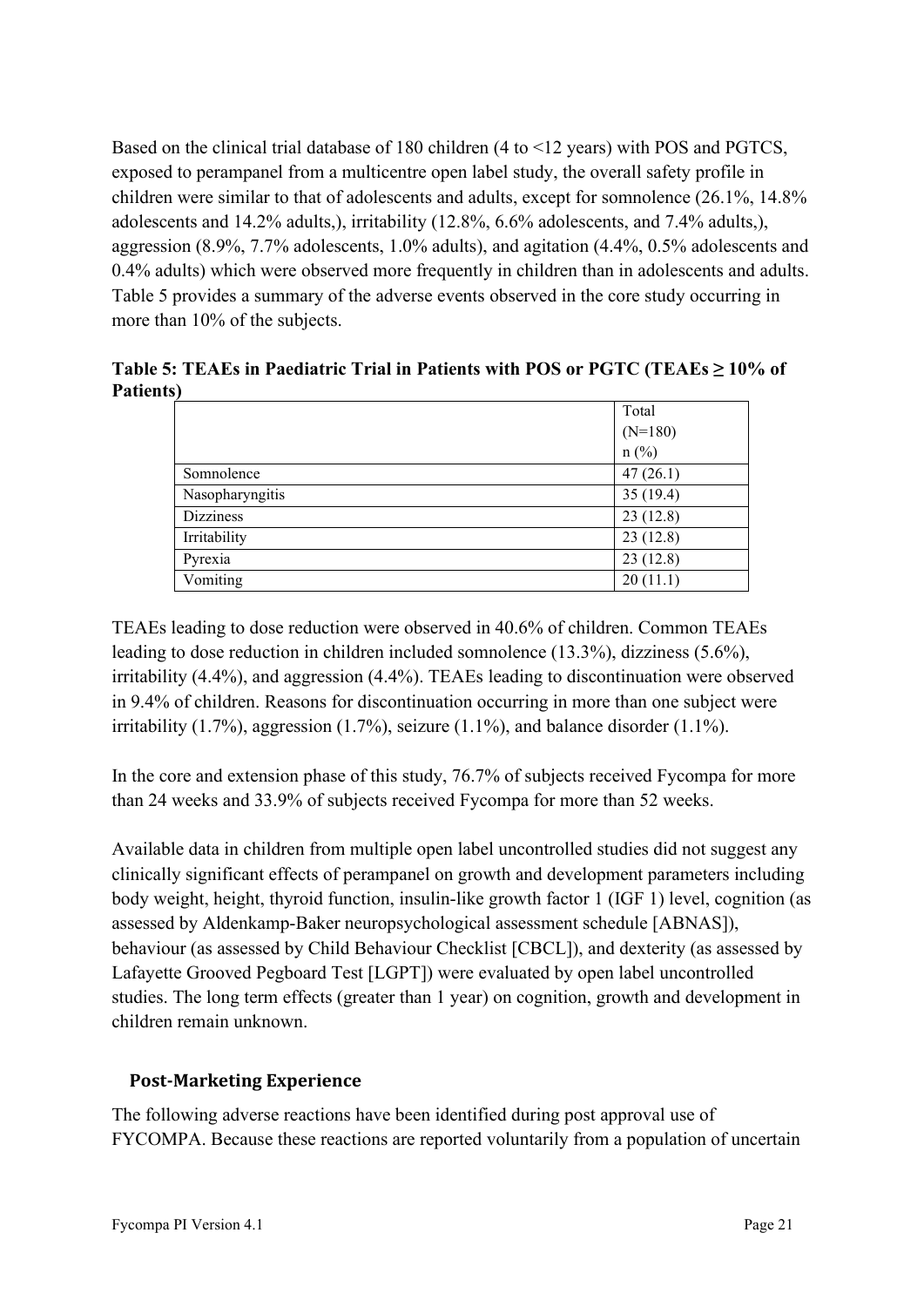Based on the clinical trial database of 180 children (4 to <12 years) with POS and PGTCS, exposed to perampanel from a multicentre open label study, the overall safety profile in children were similar to that of adolescents and adults, except for somnolence (26.1%, 14.8% adolescents and 14.2% adults,), irritability (12.8%, 6.6% adolescents, and 7.4% adults,), aggression (8.9%, 7.7% adolescents, 1.0% adults), and agitation (4.4%, 0.5% adolescents and 0.4% adults) which were observed more frequently in children than in adolescents and adults. Table 5 provides a summary of the adverse events observed in the core study occurring in more than 10% of the subjects.

**Table 5: TEAEs in Paediatric Trial in Patients with POS or PGTC (TEAEs ≥ 10% of Patients)**

| | Total (N=180) n (%) |
|---|---|
| Somnolence | 47 (26.1) |
| Nasopharyngitis | 35 (19.4) |
| Dizziness | 23 (12.8) |
| Irritability | 23 (12.8) |
| Pyrexia | 23 (12.8) |
| Vomiting | 20 (11.1) |

TEAEs leading to dose reduction were observed in 40.6% of children. Common TEAEs leading to dose reduction in children included somnolence (13.3%), dizziness (5.6%), irritability (4.4%), and aggression (4.4%). TEAEs leading to discontinuation were observed in 9.4% of children. Reasons for discontinuation occurring in more than one subject were irritability (1.7%), aggression (1.7%), seizure (1.1%), and balance disorder (1.1%).

In the core and extension phase of this study, 76.7% of subjects received Fycompa for more than 24 weeks and 33.9% of subjects received Fycompa for more than 52 weeks.

Available data in children from multiple open label uncontrolled studies did not suggest any clinically significant effects of perampanel on growth and development parameters including body weight, height, thyroid function, insulin-like growth factor 1 (IGF 1) level, cognition (as assessed by Aldenkamp-Baker neuropsychological assessment schedule [ABNAS]), behaviour (as assessed by Child Behaviour Checklist [CBCL]), and dexterity (as assessed by Lafayette Grooved Pegboard Test [LGPT]) were evaluated by open label uncontrolled studies. The long term effects (greater than 1 year) on cognition, growth and development in children remain unknown.

## Post-Marketing Experience

The following adverse reactions have been identified during post approval use of FYCOMPA. Because these reactions are reported voluntarily from a population of uncertain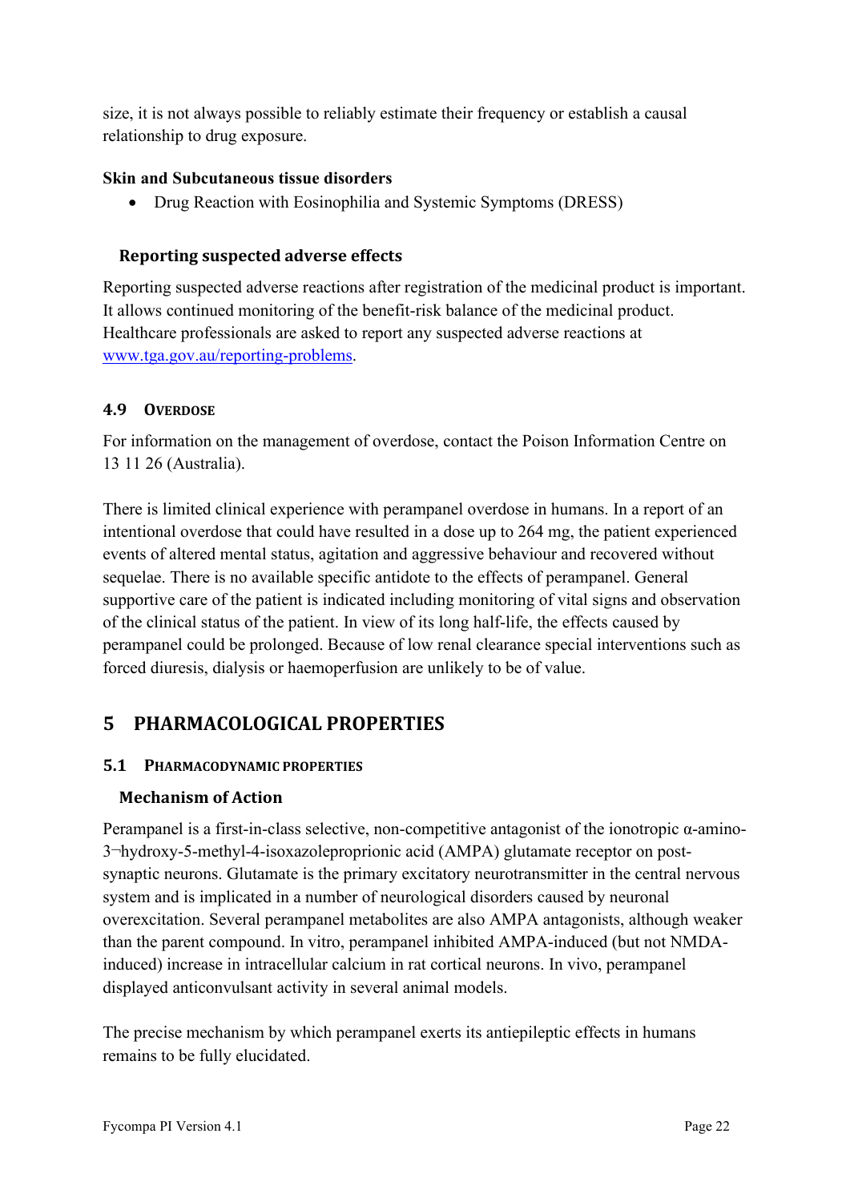size, it is not always possible to reliably estimate their frequency or establish a causal relationship to drug exposure.

**Skin and Subcutaneous tissue disorders**

- Drug Reaction with Eosinophilia and Systemic Symptoms (DRESS)

### Reporting suspected adverse effects

Reporting suspected adverse reactions after registration of the medicinal product is important. It allows continued monitoring of the benefit-risk balance of the medicinal product. Healthcare professionals are asked to report any suspected adverse reactions at [www.tga.gov.au/reporting-problems](http://www.tga.gov.au/reporting-problems).

## 4.9 Overdose

For information on the management of overdose, contact the Poison Information Centre on 13 11 26 (Australia).

There is limited clinical experience with perampanel overdose in humans. In a report of an intentional overdose that could have resulted in a dose up to 264 mg, the patient experienced events of altered mental status, agitation and aggressive behaviour and recovered without sequelae. There is no available specific antidote to the effects of perampanel. General supportive care of the patient is indicated including monitoring of vital signs and observation of the clinical status of the patient. In view of its long half-life, the effects caused by perampanel could be prolonged. Because of low renal clearance special interventions such as forced diuresis, dialysis or haemoperfusion are unlikely to be of value.

# 5 PHARMACOLOGICAL PROPERTIES

## 5.1 Pharmacodynamic properties

### Mechanism of Action

Perampanel is a first-in-class selective, non-competitive antagonist of the ionotropic α-amino-3¬hydroxy-5-methyl-4-isoxazoleproprionic acid (AMPA) glutamate receptor on post-synaptic neurons. Glutamate is the primary excitatory neurotransmitter in the central nervous system and is implicated in a number of neurological disorders caused by neuronal overexcitation. Several perampanel metabolites are also AMPA antagonists, although weaker than the parent compound. In vitro, perampanel inhibited AMPA-induced (but not NMDA-induced) increase in intracellular calcium in rat cortical neurons. In vivo, perampanel displayed anticonvulsant activity in several animal models.

The precise mechanism by which perampanel exerts its antiepileptic effects in humans remains to be fully elucidated.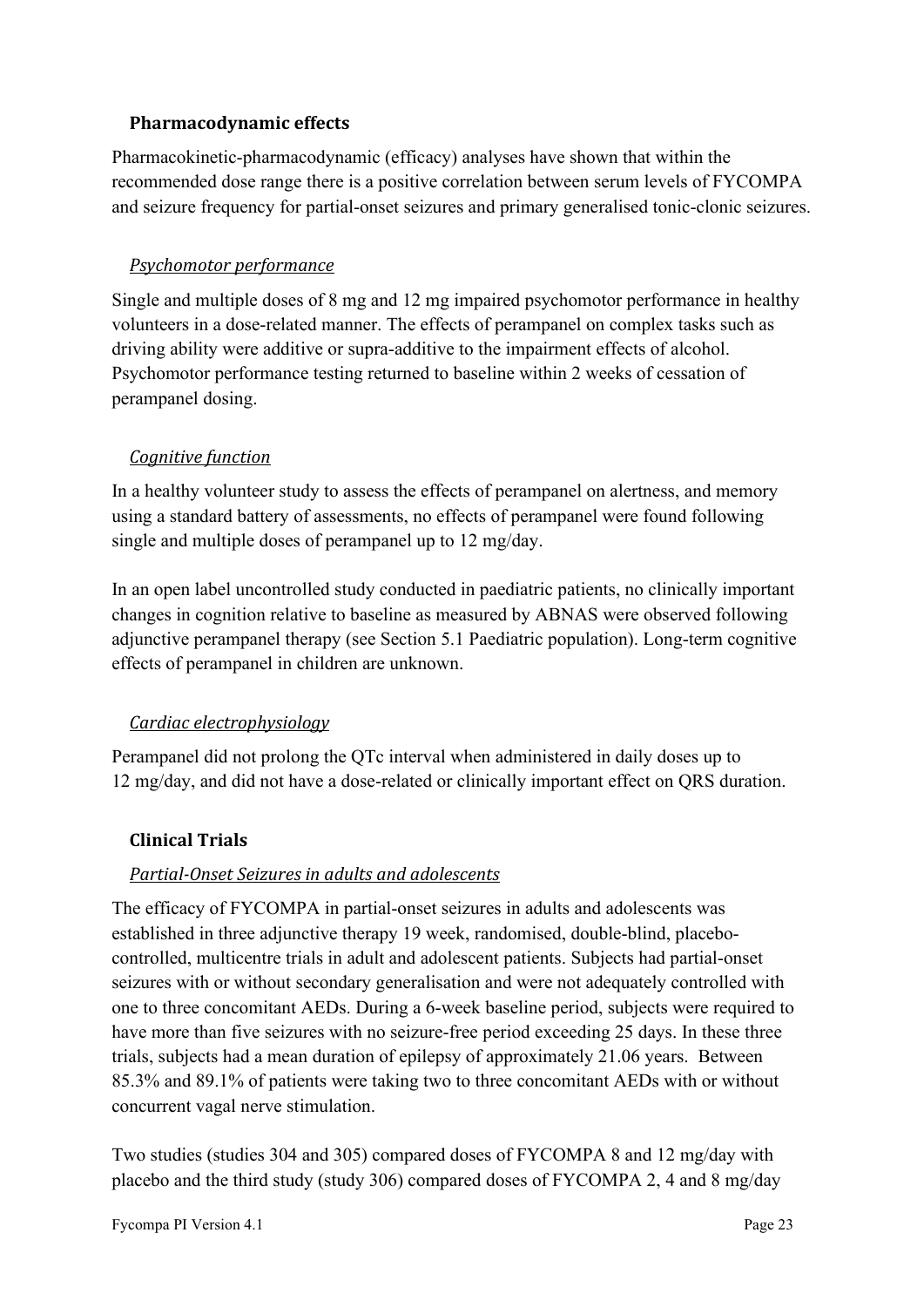### Pharmacodynamic effects

Pharmacokinetic-pharmacodynamic (efficacy) analyses have shown that within the recommended dose range there is a positive correlation between serum levels of FYCOMPA and seizure frequency for partial-onset seizures and primary generalised tonic-clonic seizures.

#### *Psychomotor performance*

Single and multiple doses of 8 mg and 12 mg impaired psychomotor performance in healthy volunteers in a dose-related manner. The effects of perampanel on complex tasks such as driving ability were additive or supra-additive to the impairment effects of alcohol. Psychomotor performance testing returned to baseline within 2 weeks of cessation of perampanel dosing.

#### *Cognitive function*

In a healthy volunteer study to assess the effects of perampanel on alertness, and memory using a standard battery of assessments, no effects of perampanel were found following single and multiple doses of perampanel up to 12 mg/day.

In an open label uncontrolled study conducted in paediatric patients, no clinically important changes in cognition relative to baseline as measured by ABNAS were observed following adjunctive perampanel therapy (see Section 5.1 Paediatric population). Long-term cognitive effects of perampanel in children are unknown.

#### *Cardiac electrophysiology*

Perampanel did not prolong the QTc interval when administered in daily doses up to 12 mg/day, and did not have a dose-related or clinically important effect on QRS duration.

### Clinical Trials

#### *Partial-Onset Seizures in adults and adolescents*

The efficacy of FYCOMPA in partial-onset seizures in adults and adolescents was established in three adjunctive therapy 19 week, randomised, double-blind, placebo-controlled, multicentre trials in adult and adolescent patients. Subjects had partial-onset seizures with or without secondary generalisation and were not adequately controlled with one to three concomitant AEDs. During a 6-week baseline period, subjects were required to have more than five seizures with no seizure-free period exceeding 25 days. In these three trials, subjects had a mean duration of epilepsy of approximately 21.06 years. Between 85.3% and 89.1% of patients were taking two to three concomitant AEDs with or without concurrent vagal nerve stimulation.

Two studies (studies 304 and 305) compared doses of FYCOMPA 8 and 12 mg/day with placebo and the third study (study 306) compared doses of FYCOMPA 2, 4 and 8 mg/day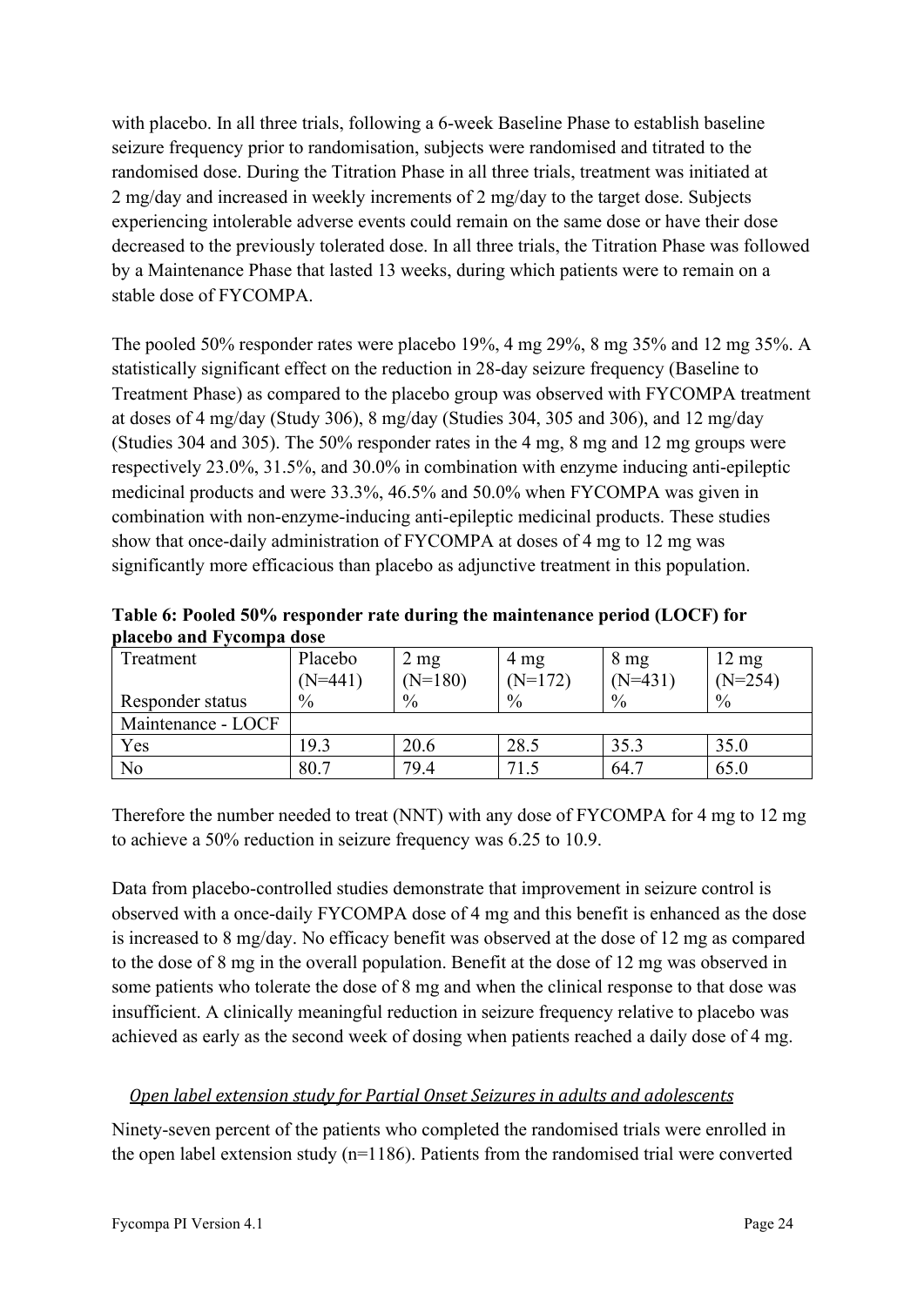with placebo. In all three trials, following a 6-week Baseline Phase to establish baseline seizure frequency prior to randomisation, subjects were randomised and titrated to the randomised dose. During the Titration Phase in all three trials, treatment was initiated at 2 mg/day and increased in weekly increments of 2 mg/day to the target dose. Subjects experiencing intolerable adverse events could remain on the same dose or have their dose decreased to the previously tolerated dose. In all three trials, the Titration Phase was followed by a Maintenance Phase that lasted 13 weeks, during which patients were to remain on a stable dose of FYCOMPA.

The pooled 50% responder rates were placebo 19%, 4 mg 29%, 8 mg 35% and 12 mg 35%. A statistically significant effect on the reduction in 28-day seizure frequency (Baseline to Treatment Phase) as compared to the placebo group was observed with FYCOMPA treatment at doses of 4 mg/day (Study 306), 8 mg/day (Studies 304, 305 and 306), and 12 mg/day (Studies 304 and 305). The 50% responder rates in the 4 mg, 8 mg and 12 mg groups were respectively 23.0%, 31.5%, and 30.0% in combination with enzyme inducing anti-epileptic medicinal products and were 33.3%, 46.5% and 50.0% when FYCOMPA was given in combination with non-enzyme-inducing anti-epileptic medicinal products. These studies show that once-daily administration of FYCOMPA at doses of 4 mg to 12 mg was significantly more efficacious than placebo as adjunctive treatment in this population.

**Table 6: Pooled 50% responder rate during the maintenance period (LOCF) for placebo and Fycompa dose**

| Treatment<br><br>Responder status | Placebo (N=441)<br>% | 2 mg (N=180)<br>% | 4 mg (N=172)<br>% | 8 mg (N=431)<br>% | 12 mg (N=254)<br>% |
|---|---|---|---|---|---|
| Maintenance - LOCF | | | | | |
| Yes | 19.3 | 20.6 | 28.5 | 35.3 | 35.0 |
| No | 80.7 | 79.4 | 71.5 | 64.7 | 65.0 |

Therefore the number needed to treat (NNT) with any dose of FYCOMPA for 4 mg to 12 mg to achieve a 50% reduction in seizure frequency was 6.25 to 10.9.

Data from placebo-controlled studies demonstrate that improvement in seizure control is observed with a once-daily FYCOMPA dose of 4 mg and this benefit is enhanced as the dose is increased to 8 mg/day. No efficacy benefit was observed at the dose of 12 mg as compared to the dose of 8 mg in the overall population. Benefit at the dose of 12 mg was observed in some patients who tolerate the dose of 8 mg and when the clinical response to that dose was insufficient. A clinically meaningful reduction in seizure frequency relative to placebo was achieved as early as the second week of dosing when patients reached a daily dose of 4 mg.

*Open label extension study for Partial Onset Seizures in adults and adolescents*

Ninety-seven percent of the patients who completed the randomised trials were enrolled in the open label extension study (n=1186). Patients from the randomised trial were converted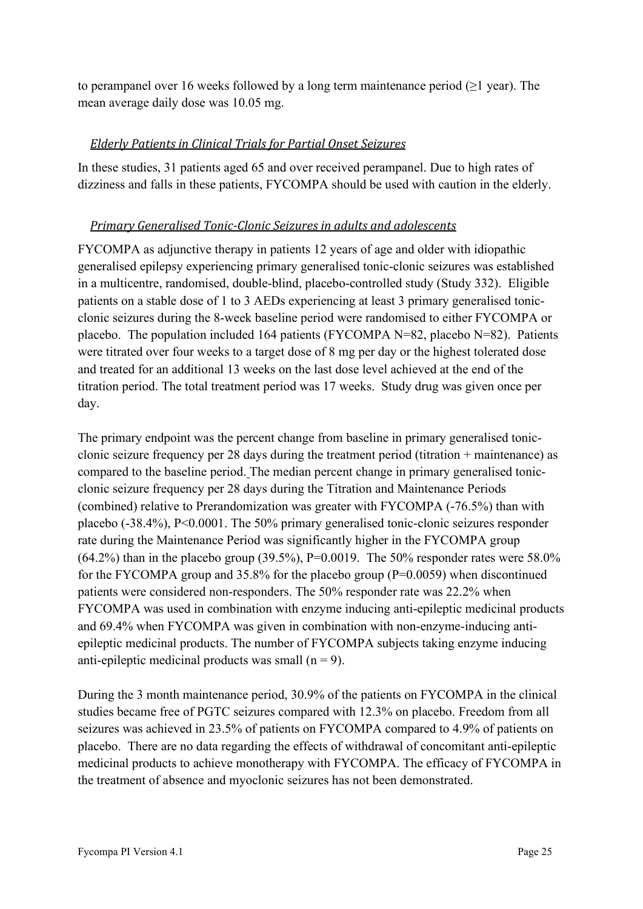to perampanel over 16 weeks followed by a long term maintenance period (≥1 year). The mean average daily dose was 10.05 mg.

### *Elderly Patients in Clinical Trials for Partial Onset Seizures*

In these studies, 31 patients aged 65 and over received perampanel. Due to high rates of dizziness and falls in these patients, FYCOMPA should be used with caution in the elderly.

### *Primary Generalised Tonic-Clonic Seizures in adults and adolescents*

FYCOMPA as adjunctive therapy in patients 12 years of age and older with idiopathic generalised epilepsy experiencing primary generalised tonic-clonic seizures was established in a multicentre, randomised, double-blind, placebo-controlled study (Study 332). Eligible patients on a stable dose of 1 to 3 AEDs experiencing at least 3 primary generalised tonic-clonic seizures during the 8-week baseline period were randomised to either FYCOMPA or placebo. The population included 164 patients (FYCOMPA N=82, placebo N=82). Patients were titrated over four weeks to a target dose of 8 mg per day or the highest tolerated dose and treated for an additional 13 weeks on the last dose level achieved at the end of the titration period. The total treatment period was 17 weeks. Study drug was given once per day.

The primary endpoint was the percent change from baseline in primary generalised tonic-clonic seizure frequency per 28 days during the treatment period (titration + maintenance) as compared to the baseline period. The median percent change in primary generalised tonic-clonic seizure frequency per 28 days during the Titration and Maintenance Periods (combined) relative to Prerandomization was greater with FYCOMPA (-76.5%) than with placebo (-38.4%), P<0.0001. The 50% primary generalised tonic-clonic seizures responder rate during the Maintenance Period was significantly higher in the FYCOMPA group (64.2%) than in the placebo group (39.5%), P=0.0019. The 50% responder rates were 58.0% for the FYCOMPA group and 35.8% for the placebo group (P=0.0059) when discontinued patients were considered non-responders. The 50% responder rate was 22.2% when FYCOMPA was used in combination with enzyme inducing anti-epileptic medicinal products and 69.4% when FYCOMPA was given in combination with non-enzyme-inducing anti-epileptic medicinal products. The number of FYCOMPA subjects taking enzyme inducing anti-epileptic medicinal products was small (n = 9).

During the 3 month maintenance period, 30.9% of the patients on FYCOMPA in the clinical studies became free of PGTC seizures compared with 12.3% on placebo. Freedom from all seizures was achieved in 23.5% of patients on FYCOMPA compared to 4.9% of patients on placebo. There are no data regarding the effects of withdrawal of concomitant anti-epileptic medicinal products to achieve monotherapy with FYCOMPA. The efficacy of FYCOMPA in the treatment of absence and myoclonic seizures has not been demonstrated.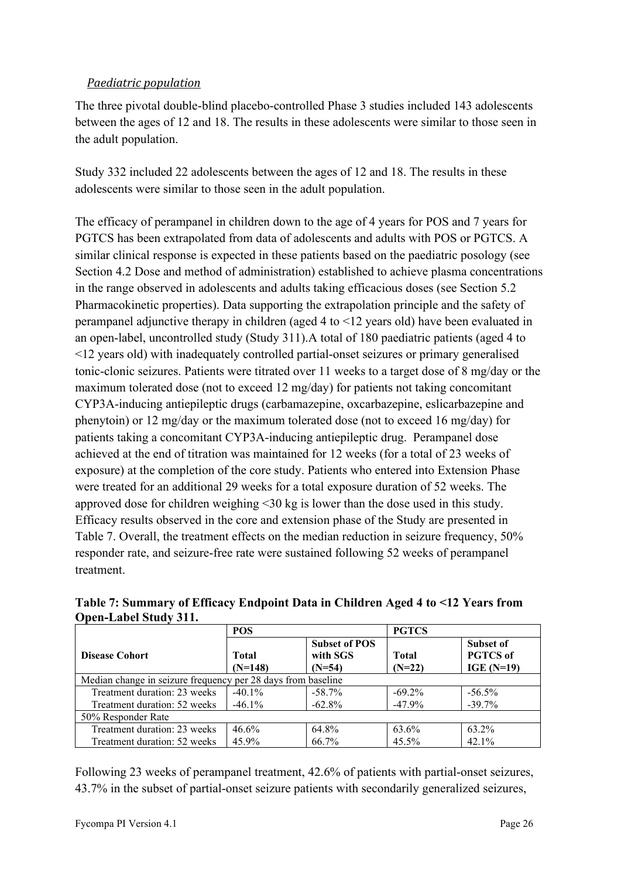*Paediatric population*

The three pivotal double-blind placebo-controlled Phase 3 studies included 143 adolescents between the ages of 12 and 18. The results in these adolescents were similar to those seen in the adult population.

Study 332 included 22 adolescents between the ages of 12 and 18. The results in these adolescents were similar to those seen in the adult population.

The efficacy of perampanel in children down to the age of 4 years for POS and 7 years for PGTCS has been extrapolated from data of adolescents and adults with POS or PGTCS. A similar clinical response is expected in these patients based on the paediatric posology (see Section 4.2 Dose and method of administration) established to achieve plasma concentrations in the range observed in adolescents and adults taking efficacious doses (see Section 5.2 Pharmacokinetic properties). Data supporting the extrapolation principle and the safety of perampanel adjunctive therapy in children (aged 4 to <12 years old) have been evaluated in an open-label, uncontrolled study (Study 311).A total of 180 paediatric patients (aged 4 to <12 years old) with inadequately controlled partial-onset seizures or primary generalised tonic-clonic seizures. Patients were titrated over 11 weeks to a target dose of 8 mg/day or the maximum tolerated dose (not to exceed 12 mg/day) for patients not taking concomitant CYP3A-inducing antiepileptic drugs (carbamazepine, oxcarbazepine, eslicarbazepine and phenytoin) or 12 mg/day or the maximum tolerated dose (not to exceed 16 mg/day) for patients taking a concomitant CYP3A-inducing antiepileptic drug. Perampanel dose achieved at the end of titration was maintained for 12 weeks (for a total of 23 weeks of exposure) at the completion of the core study. Patients who entered into Extension Phase were treated for an additional 29 weeks for a total exposure duration of 52 weeks. The approved dose for children weighing <30 kg is lower than the dose used in this study. Efficacy results observed in the core and extension phase of the Study are presented in Table 7. Overall, the treatment effects on the median reduction in seizure frequency, 50% responder rate, and seizure-free rate were sustained following 52 weeks of perampanel treatment.

**Table 7: Summary of Efficacy Endpoint Data in Children Aged 4 to <12 Years from Open-Label Study 311.**

| | **POS** | | **PGTCS** | |
|---|---|---|---|---|
| **Disease Cohort** | **Total (N=148)** | **Subset of POS with SGS (N=54)** | **Total (N=22)** | **Subset of PGTCS of IGE (N=19)** |
| Median change in seizure frequency per 28 days from baseline | | | | |
| Treatment duration: 23 weeks | -40.1% | -58.7% | -69.2% | -56.5% |
| Treatment duration: 52 weeks | -46.1% | -62.8% | -47.9% | -39.7% |
| 50% Responder Rate | | | | |
| Treatment duration: 23 weeks | 46.6% | 64.8% | 63.6% | 63.2% |
| Treatment duration: 52 weeks | 45.9% | 66.7% | 45.5% | 42.1% |

Following 23 weeks of perampanel treatment, 42.6% of patients with partial-onset seizures, 43.7% in the subset of partial-onset seizure patients with secondarily generalized seizures,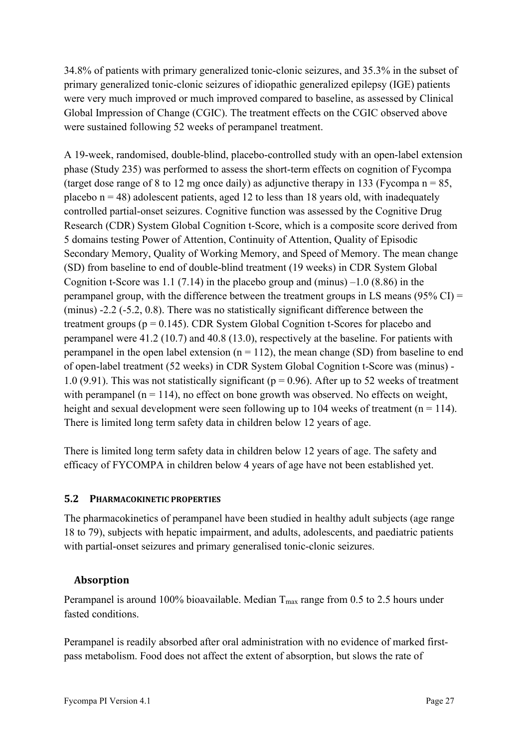34.8% of patients with primary generalized tonic-clonic seizures, and 35.3% in the subset of primary generalized tonic-clonic seizures of idiopathic generalized epilepsy (IGE) patients were very much improved or much improved compared to baseline, as assessed by Clinical Global Impression of Change (CGIC). The treatment effects on the CGIC observed above were sustained following 52 weeks of perampanel treatment.

A 19-week, randomised, double-blind, placebo-controlled study with an open-label extension phase (Study 235) was performed to assess the short-term effects on cognition of Fycompa (target dose range of 8 to 12 mg once daily) as adjunctive therapy in 133 (Fycompa n = 85, placebo n = 48) adolescent patients, aged 12 to less than 18 years old, with inadequately controlled partial-onset seizures. Cognitive function was assessed by the Cognitive Drug Research (CDR) System Global Cognition t-Score, which is a composite score derived from 5 domains testing Power of Attention, Continuity of Attention, Quality of Episodic Secondary Memory, Quality of Working Memory, and Speed of Memory. The mean change (SD) from baseline to end of double-blind treatment (19 weeks) in CDR System Global Cognition t-Score was 1.1 (7.14) in the placebo group and (minus) –1.0 (8.86) in the perampanel group, with the difference between the treatment groups in LS means (95% CI) = (minus) -2.2 (-5.2, 0.8). There was no statistically significant difference between the treatment groups (p = 0.145). CDR System Global Cognition t-Scores for placebo and perampanel were 41.2 (10.7) and 40.8 (13.0), respectively at the baseline. For patients with perampanel in the open label extension (n = 112), the mean change (SD) from baseline to end of open-label treatment (52 weeks) in CDR System Global Cognition t-Score was (minus) -1.0 (9.91). This was not statistically significant (p = 0.96). After up to 52 weeks of treatment with perampanel (n = 114), no effect on bone growth was observed. No effects on weight, height and sexual development were seen following up to 104 weeks of treatment (n = 114). There is limited long term safety data in children below 12 years of age.

There is limited long term safety data in children below 12 years of age. The safety and efficacy of FYCOMPA in children below 4 years of age have not been established yet.

## 5.2 PHARMACOKINETIC PROPERTIES

The pharmacokinetics of perampanel have been studied in healthy adult subjects (age range 18 to 79), subjects with hepatic impairment, and adults, adolescents, and paediatric patients with partial-onset seizures and primary generalised tonic-clonic seizures.

### Absorption

Perampanel is around 100% bioavailable. Median $T_{max}$ range from 0.5 to 2.5 hours under fasted conditions.

Perampanel is readily absorbed after oral administration with no evidence of marked first-pass metabolism. Food does not affect the extent of absorption, but slows the rate of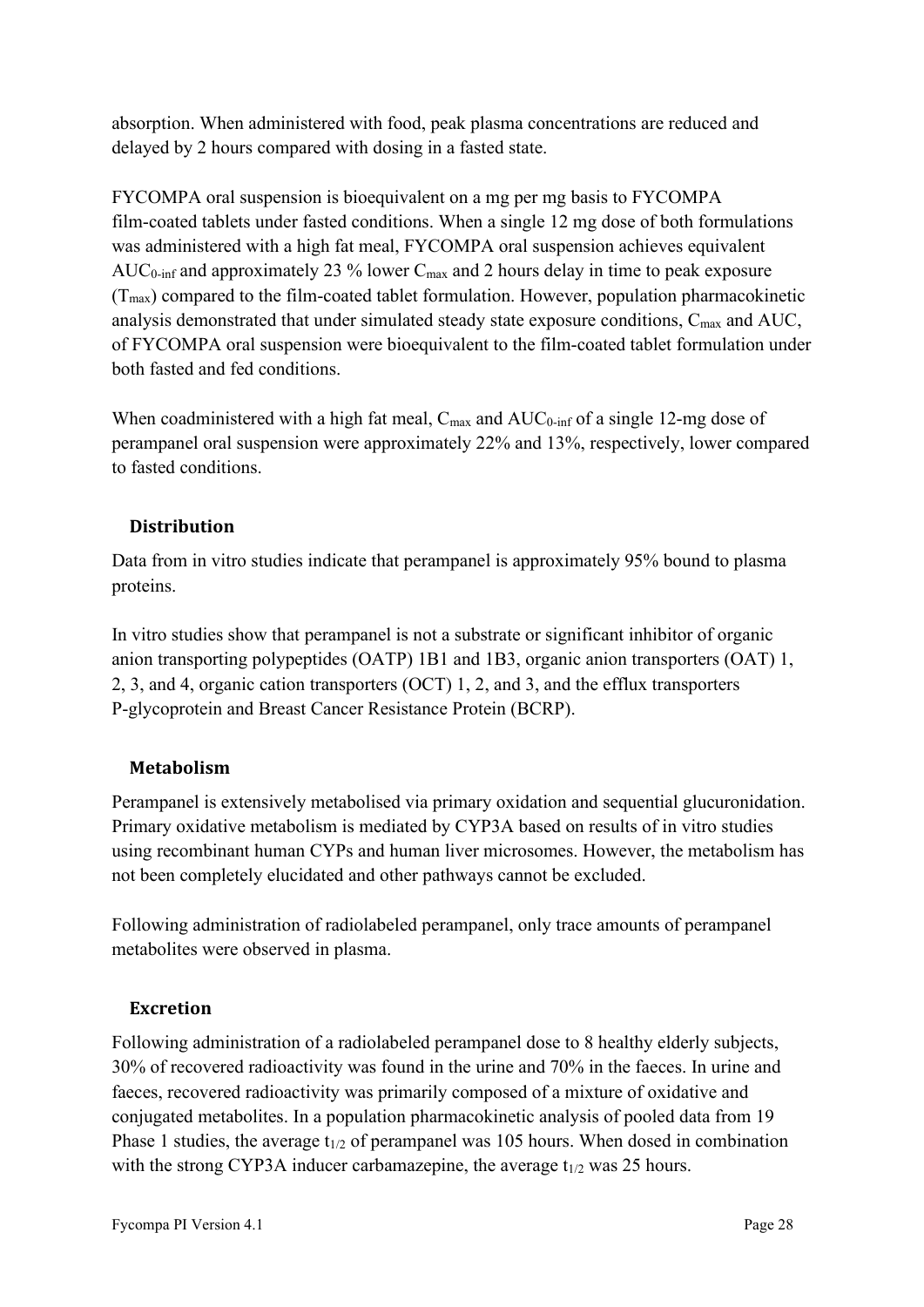absorption. When administered with food, peak plasma concentrations are reduced and delayed by 2 hours compared with dosing in a fasted state.

FYCOMPA oral suspension is bioequivalent on a mg per mg basis to FYCOMPA film-coated tablets under fasted conditions. When a single 12 mg dose of both formulations was administered with a high fat meal, FYCOMPA oral suspension achieves equivalent $AUC_{0\text{-}inf}$ and approximately 23 % lower $C_{max}$ and 2 hours delay in time to peak exposure ($T_{max}$) compared to the film-coated tablet formulation. However, population pharmacokinetic analysis demonstrated that under simulated steady state exposure conditions, $C_{max}$ and AUC, of FYCOMPA oral suspension were bioequivalent to the film-coated tablet formulation under both fasted and fed conditions.

When coadministered with a high fat meal, $C_{max}$ and $AUC_{0\text{-}inf}$ of a single 12-mg dose of perampanel oral suspension were approximately 22% and 13%, respectively, lower compared to fasted conditions.

### Distribution

Data from in vitro studies indicate that perampanel is approximately 95% bound to plasma proteins.

In vitro studies show that perampanel is not a substrate or significant inhibitor of organic anion transporting polypeptides (OATP) 1B1 and 1B3, organic anion transporters (OAT) 1, 2, 3, and 4, organic cation transporters (OCT) 1, 2, and 3, and the efflux transporters P-glycoprotein and Breast Cancer Resistance Protein (BCRP).

### Metabolism

Perampanel is extensively metabolised via primary oxidation and sequential glucuronidation. Primary oxidative metabolism is mediated by CYP3A based on results of in vitro studies using recombinant human CYPs and human liver microsomes. However, the metabolism has not been completely elucidated and other pathways cannot be excluded.

Following administration of radiolabeled perampanel, only trace amounts of perampanel metabolites were observed in plasma.

### Excretion

Following administration of a radiolabeled perampanel dose to 8 healthy elderly subjects, 30% of recovered radioactivity was found in the urine and 70% in the faeces. In urine and faeces, recovered radioactivity was primarily composed of a mixture of oxidative and conjugated metabolites. In a population pharmacokinetic analysis of pooled data from 19 Phase 1 studies, the average $t_{1/2}$ of perampanel was 105 hours. When dosed in combination with the strong CYP3A inducer carbamazepine, the average $t_{1/2}$ was 25 hours.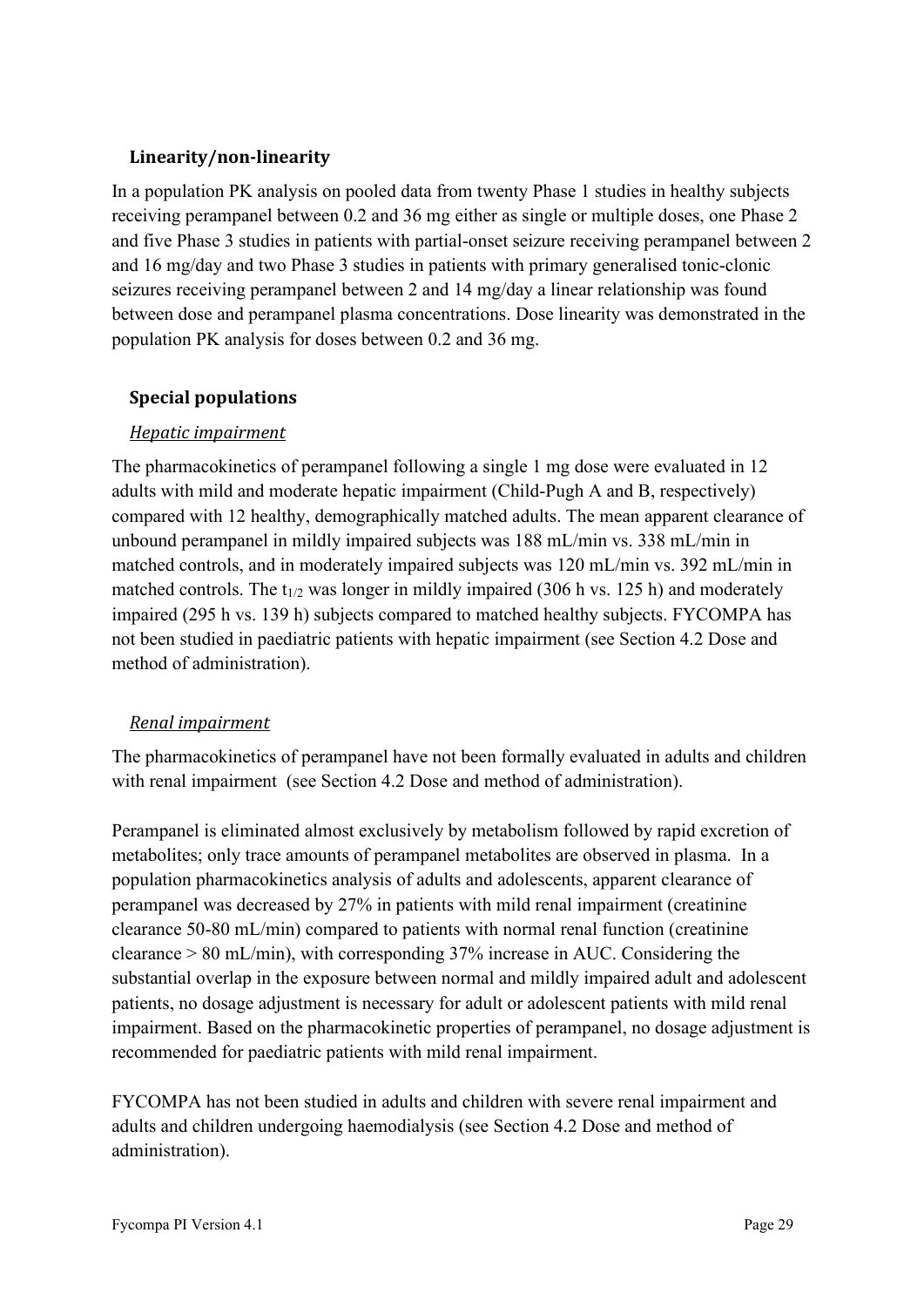### Linearity/non-linearity

In a population PK analysis on pooled data from twenty Phase 1 studies in healthy subjects receiving perampanel between 0.2 and 36 mg either as single or multiple doses, one Phase 2 and five Phase 3 studies in patients with partial-onset seizure receiving perampanel between 2 and 16 mg/day and two Phase 3 studies in patients with primary generalised tonic-clonic seizures receiving perampanel between 2 and 14 mg/day a linear relationship was found between dose and perampanel plasma concentrations. Dose linearity was demonstrated in the population PK analysis for doses between 0.2 and 36 mg.

### Special populations

#### *Hepatic impairment*

The pharmacokinetics of perampanel following a single 1 mg dose were evaluated in 12 adults with mild and moderate hepatic impairment (Child-Pugh A and B, respectively) compared with 12 healthy, demographically matched adults. The mean apparent clearance of unbound perampanel in mildly impaired subjects was 188 mL/min vs. 338 mL/min in matched controls, and in moderately impaired subjects was 120 mL/min vs. 392 mL/min in matched controls. The $t_{1/2}$ was longer in mildly impaired (306 h vs. 125 h) and moderately impaired (295 h vs. 139 h) subjects compared to matched healthy subjects. FYCOMPA has not been studied in paediatric patients with hepatic impairment (see Section 4.2 Dose and method of administration).

#### *Renal impairment*

The pharmacokinetics of perampanel have not been formally evaluated in adults and children with renal impairment (see Section 4.2 Dose and method of administration).

Perampanel is eliminated almost exclusively by metabolism followed by rapid excretion of metabolites; only trace amounts of perampanel metabolites are observed in plasma. In a population pharmacokinetics analysis of adults and adolescents, apparent clearance of perampanel was decreased by 27% in patients with mild renal impairment (creatinine clearance 50-80 mL/min) compared to patients with normal renal function (creatinine clearance > 80 mL/min), with corresponding 37% increase in AUC. Considering the substantial overlap in the exposure between normal and mildly impaired adult and adolescent patients, no dosage adjustment is necessary for adult or adolescent patients with mild renal impairment. Based on the pharmacokinetic properties of perampanel, no dosage adjustment is recommended for paediatric patients with mild renal impairment.

FYCOMPA has not been studied in adults and children with severe renal impairment and adults and children undergoing haemodialysis (see Section 4.2 Dose and method of administration).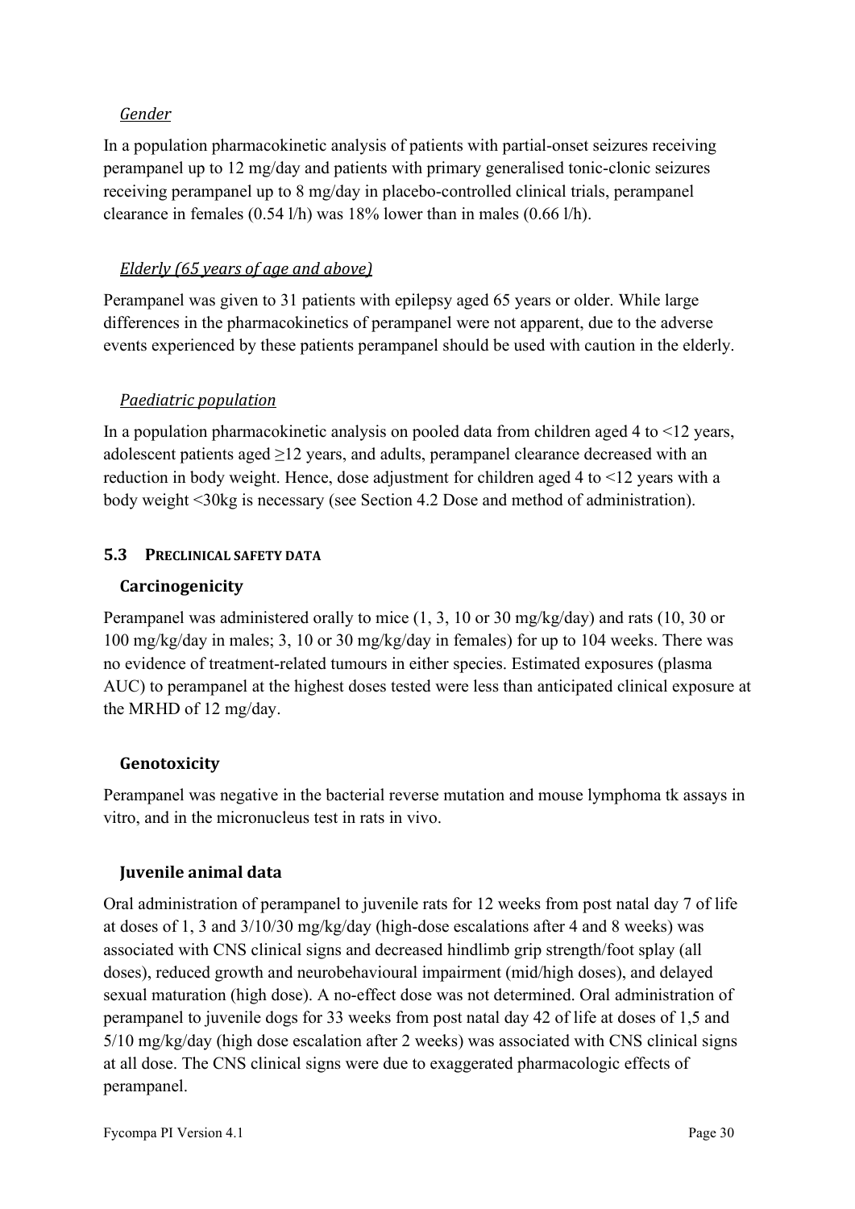*Gender*

In a population pharmacokinetic analysis of patients with partial-onset seizures receiving perampanel up to 12 mg/day and patients with primary generalised tonic-clonic seizures receiving perampanel up to 8 mg/day in placebo-controlled clinical trials, perampanel clearance in females (0.54 l/h) was 18% lower than in males (0.66 l/h).

*Elderly (65 years of age and above)*

Perampanel was given to 31 patients with epilepsy aged 65 years or older. While large differences in the pharmacokinetics of perampanel were not apparent, due to the adverse events experienced by these patients perampanel should be used with caution in the elderly.

*Paediatric population*

In a population pharmacokinetic analysis on pooled data from children aged 4 to <12 years, adolescent patients aged ≥12 years, and adults, perampanel clearance decreased with an reduction in body weight. Hence, dose adjustment for children aged 4 to <12 years with a body weight <30kg is necessary (see Section 4.2 Dose and method of administration).

## 5.3 Preclinical safety data

### Carcinogenicity

Perampanel was administered orally to mice (1, 3, 10 or 30 mg/kg/day) and rats (10, 30 or 100 mg/kg/day in males; 3, 10 or 30 mg/kg/day in females) for up to 104 weeks. There was no evidence of treatment-related tumours in either species. Estimated exposures (plasma AUC) to perampanel at the highest doses tested were less than anticipated clinical exposure at the MRHD of 12 mg/day.

### Genotoxicity

Perampanel was negative in the bacterial reverse mutation and mouse lymphoma tk assays in vitro, and in the micronucleus test in rats in vivo.

### Juvenile animal data

Oral administration of perampanel to juvenile rats for 12 weeks from post natal day 7 of life at doses of 1, 3 and 3/10/30 mg/kg/day (high-dose escalations after 4 and 8 weeks) was associated with CNS clinical signs and decreased hindlimb grip strength/foot splay (all doses), reduced growth and neurobehavioural impairment (mid/high doses), and delayed sexual maturation (high dose). A no-effect dose was not determined. Oral administration of perampanel to juvenile dogs for 33 weeks from post natal day 42 of life at doses of 1,5 and 5/10 mg/kg/day (high dose escalation after 2 weeks) was associated with CNS clinical signs at all dose. The CNS clinical signs were due to exaggerated pharmacologic effects of perampanel.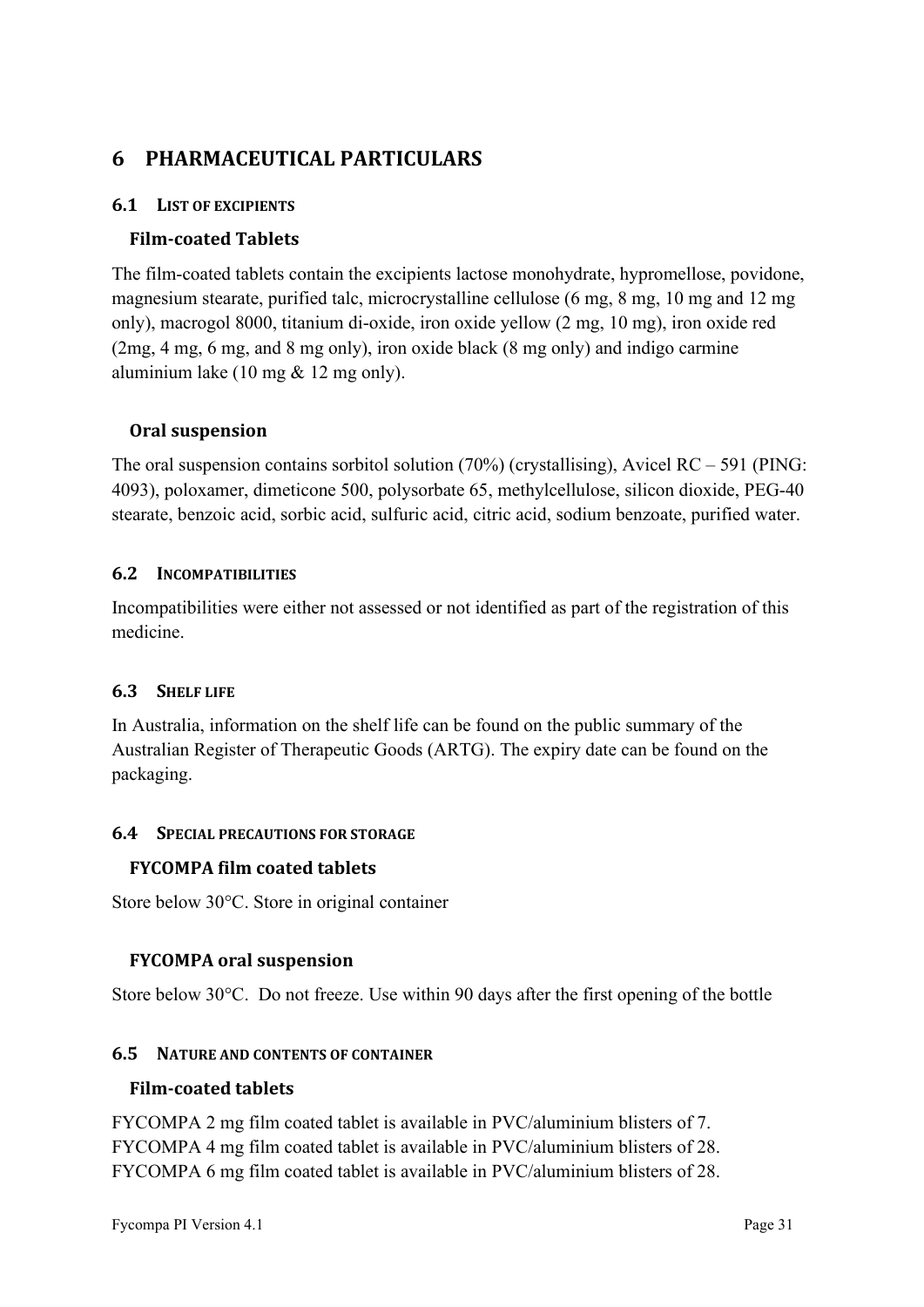# 6 PHARMACEUTICAL PARTICULARS

## 6.1 LIST OF EXCIPIENTS

### Film-coated Tablets

The film-coated tablets contain the excipients lactose monohydrate, hypromellose, povidone, magnesium stearate, purified talc, microcrystalline cellulose (6 mg, 8 mg, 10 mg and 12 mg only), macrogol 8000, titanium di-oxide, iron oxide yellow (2 mg, 10 mg), iron oxide red (2mg, 4 mg, 6 mg, and 8 mg only), iron oxide black (8 mg only) and indigo carmine aluminium lake (10 mg & 12 mg only).

### Oral suspension

The oral suspension contains sorbitol solution (70%) (crystallising), Avicel RC – 591 (PING: 4093), poloxamer, dimeticone 500, polysorbate 65, methylcellulose, silicon dioxide, PEG-40 stearate, benzoic acid, sorbic acid, sulfuric acid, citric acid, sodium benzoate, purified water.

## 6.2 INCOMPATIBILITIES

Incompatibilities were either not assessed or not identified as part of the registration of this medicine.

## 6.3 SHELF LIFE

In Australia, information on the shelf life can be found on the public summary of the Australian Register of Therapeutic Goods (ARTG). The expiry date can be found on the packaging.

## 6.4 SPECIAL PRECAUTIONS FOR STORAGE

### FYCOMPA film coated tablets

Store below 30°C. Store in original container

### FYCOMPA oral suspension

Store below 30°C. Do not freeze. Use within 90 days after the first opening of the bottle

## 6.5 NATURE AND CONTENTS OF CONTAINER

### Film-coated tablets

FYCOMPA 2 mg film coated tablet is available in PVC/aluminium blisters of 7.
FYCOMPA 4 mg film coated tablet is available in PVC/aluminium blisters of 28.
FYCOMPA 6 mg film coated tablet is available in PVC/aluminium blisters of 28.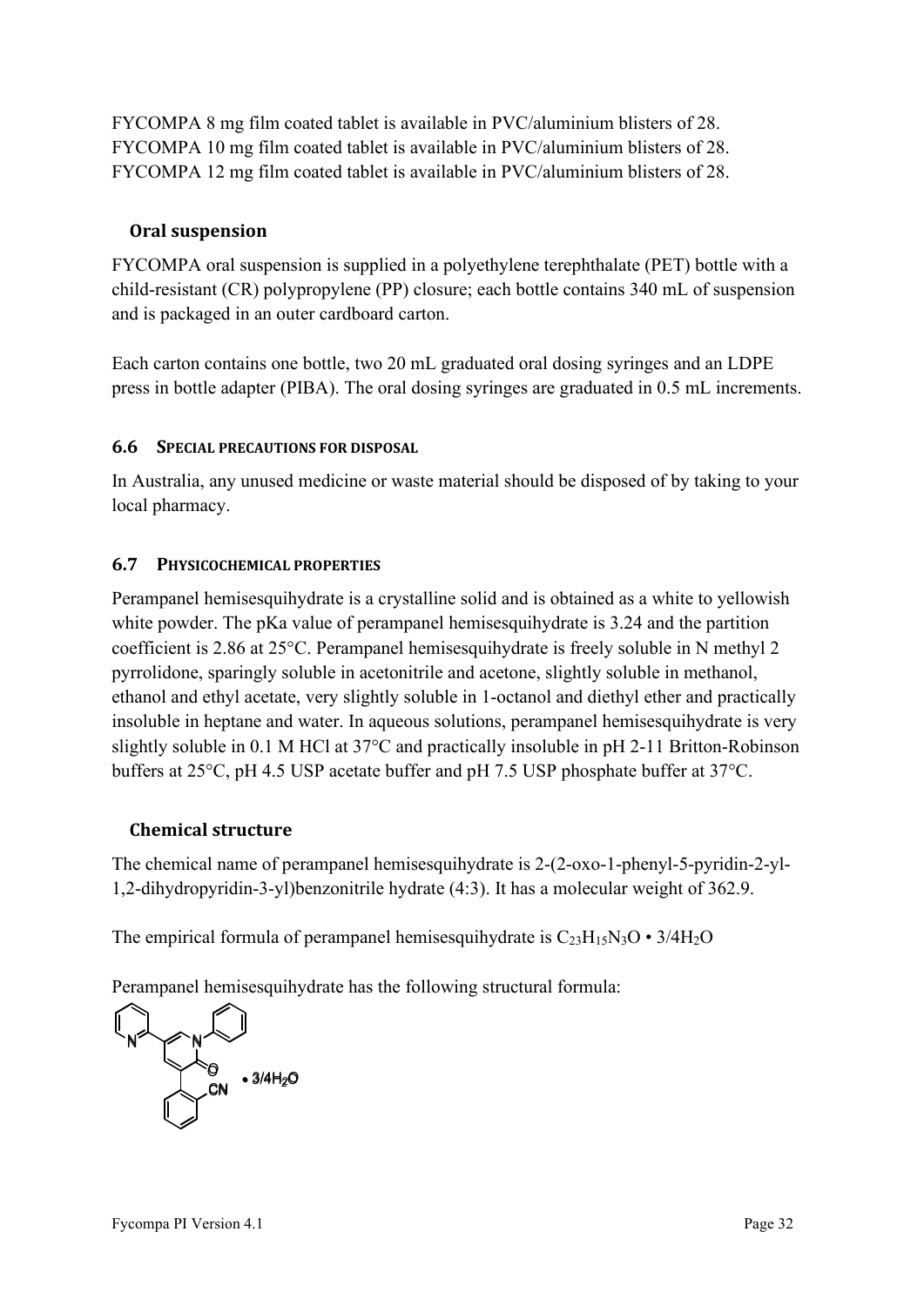FYCOMPA 8 mg film coated tablet is available in PVC/aluminium blisters of 28.
FYCOMPA 10 mg film coated tablet is available in PVC/aluminium blisters of 28.
FYCOMPA 12 mg film coated tablet is available in PVC/aluminium blisters of 28.

### Oral suspension

FYCOMPA oral suspension is supplied in a polyethylene terephthalate (PET) bottle with a child-resistant (CR) polypropylene (PP) closure; each bottle contains 340 mL of suspension and is packaged in an outer cardboard carton.

Each carton contains one bottle, two 20 mL graduated oral dosing syringes and an LDPE press in bottle adapter (PIBA). The oral dosing syringes are graduated in 0.5 mL increments.

## 6.6 SPECIAL PRECAUTIONS FOR DISPOSAL

In Australia, any unused medicine or waste material should be disposed of by taking to your local pharmacy.

## 6.7 PHYSICOCHEMICAL PROPERTIES

Perampanel hemisesquihydrate is a crystalline solid and is obtained as a white to yellowish white powder. The pKa value of perampanel hemisesquihydrate is 3.24 and the partition coefficient is 2.86 at 25°C. Perampanel hemisesquihydrate is freely soluble in N methyl 2 pyrrolidone, sparingly soluble in acetonitrile and acetone, slightly soluble in methanol, ethanol and ethyl acetate, very slightly soluble in 1-octanol and diethyl ether and practically insoluble in heptane and water. In aqueous solutions, perampanel hemisesquihydrate is very slightly soluble in 0.1 M HCl at 37°C and practically insoluble in pH 2-11 Britton-Robinson buffers at 25°C, pH 4.5 USP acetate buffer and pH 7.5 USP phosphate buffer at 37°C.

### Chemical structure

The chemical name of perampanel hemisesquihydrate is 2-(2-oxo-1-phenyl-5-pyridin-2-yl-1,2-dihydropyridin-3-yl)benzonitrile hydrate (4:3). It has a molecular weight of 362.9.

The empirical formula of perampanel hemisesquihydrate is $C_{23}H_{15}N_3O \cdot 3/4H_2O$

Perampanel hemisesquihydrate has the following structural formula:

$\cdot$ 3/4$H_2O$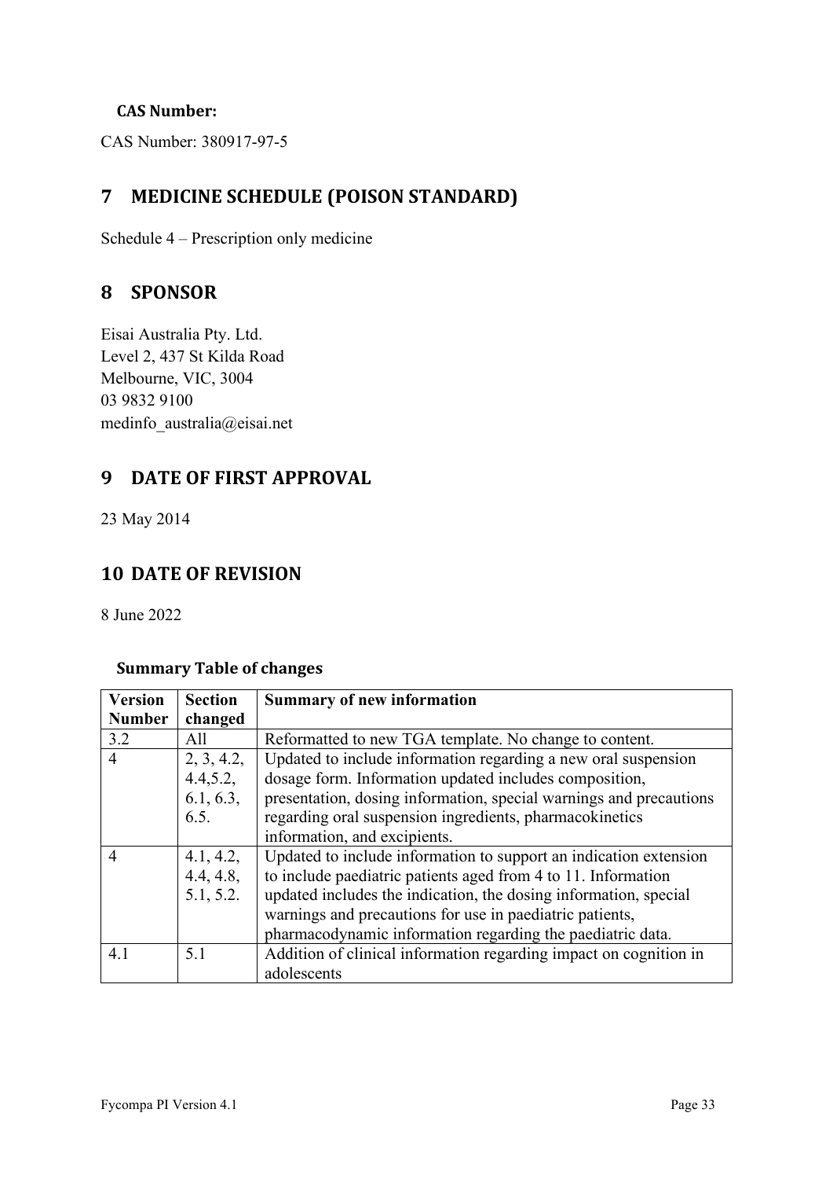### CAS Number:

CAS Number: 380917-97-5

## 7 MEDICINE SCHEDULE (POISON STANDARD)

Schedule 4 – Prescription only medicine

## 8 SPONSOR

Eisai Australia Pty. Ltd.
Level 2, 437 St Kilda Road
Melbourne, VIC, 3004
03 9832 9100
medinfo_australia@eisai.net

## 9 DATE OF FIRST APPROVAL

23 May 2014

## 10 DATE OF REVISION

8 June 2022

### Summary Table of changes

| Version Number | Section changed | Summary of new information |
|---|---|---|
| 3.2 | All | Reformatted to new TGA template. No change to content. |
| 4 | 2, 3, 4.2, 4.4,5.2, 6.1, 6.3, 6.5. | Updated to include information regarding a new oral suspension dosage form. Information updated includes composition, presentation, dosing information, special warnings and precautions regarding oral suspension ingredients, pharmacokinetics information, and excipients. |
| 4 | 4.1, 4.2, 4.4, 4.8, 5.1, 5.2. | Updated to include information to support an indication extension to include paediatric patients aged from 4 to 11. Information updated includes the indication, the dosing information, special warnings and precautions for use in paediatric patients, pharmacodynamic information regarding the paediatric data. |
| 4.1 | 5.1 | Addition of clinical information regarding impact on cognition in adolescents |